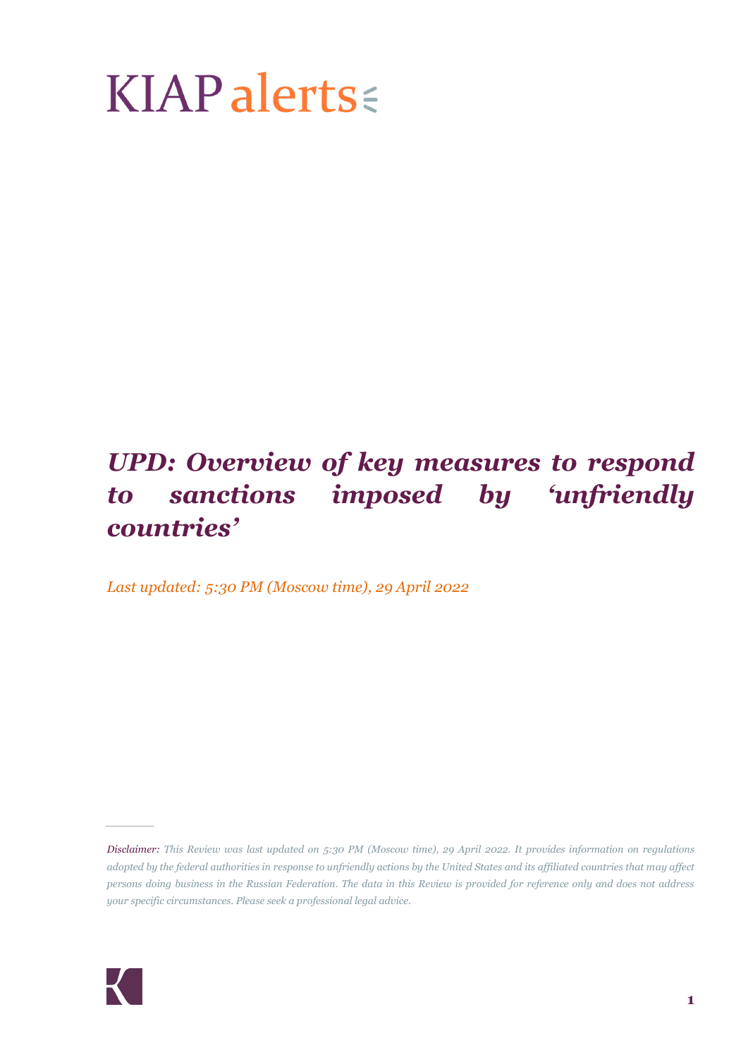KIAP alerts

# *UPD: Overview of key measures to respond to sanctions imposed by 'unfriendly countries'*

*Last updated: 5:30 PM (Moscow time), 29 April 2022*

---

*Disclaimer: This Review was last updated on 5:30 PM (Moscow time), 29 April 2022. It provides information on regulations adopted by the federal authorities in response to unfriendly actions by the United States and its affiliated countries that may affect persons doing business in the Russian Federation. The data in this Review is provided for reference only and does not address your specific circumstances. Please seek a professional legal advice.*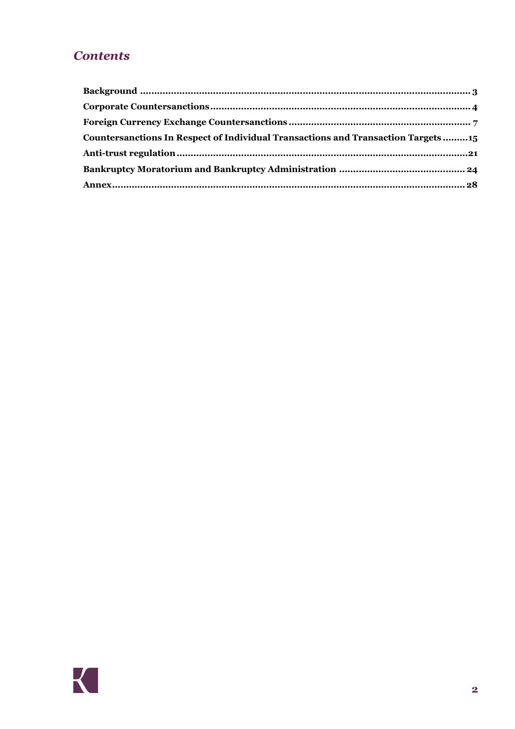## *Contents*

**Background** .......................................................................................................... **3**
**Corporate Countersanctions** .................................................................................. **4**
**Foreign Currency Exchange Countersanctions** ..................................................... **7**
**Countersanctions In Respect of Individual Transactions and Transaction Targets** ......... **15**
**Anti-trust regulation** ............................................................................................ **21**
**Bankruptcy Moratorium and Bankruptcy Administration** ...................................... **24**
**Annex** .................................................................................................................. **28**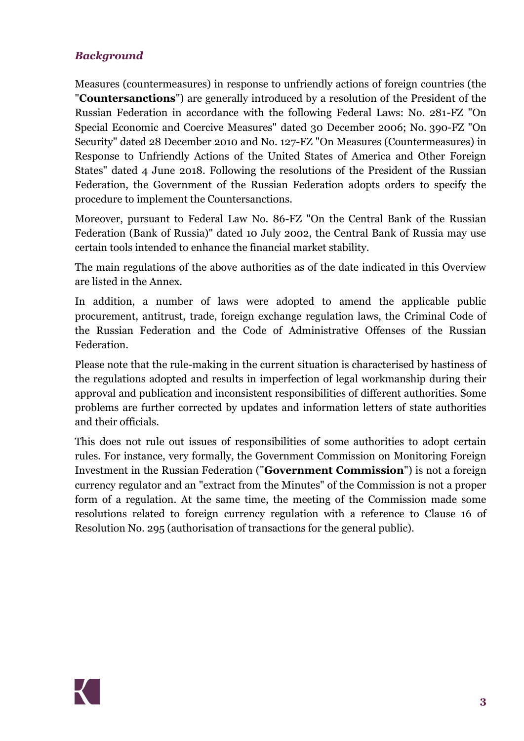### *Background*

Measures (countermeasures) in response to unfriendly actions of foreign countries (the "**Countersanctions**") are generally introduced by a resolution of the President of the Russian Federation in accordance with the following Federal Laws: No. 281-FZ "On Special Economic and Coercive Measures" dated 30 December 2006; No. 390-FZ "On Security" dated 28 December 2010 and No. 127-FZ "On Measures (Countermeasures) in Response to Unfriendly Actions of the United States of America and Other Foreign States" dated 4 June 2018. Following the resolutions of the President of the Russian Federation, the Government of the Russian Federation adopts orders to specify the procedure to implement the Countersanctions.

Moreover, pursuant to Federal Law No. 86-FZ "On the Central Bank of the Russian Federation (Bank of Russia)" dated 10 July 2002, the Central Bank of Russia may use certain tools intended to enhance the financial market stability.

The main regulations of the above authorities as of the date indicated in this Overview are listed in the Annex.

In addition, a number of laws were adopted to amend the applicable public procurement, antitrust, trade, foreign exchange regulation laws, the Criminal Code of the Russian Federation and the Code of Administrative Offenses of the Russian Federation.

Please note that the rule-making in the current situation is characterised by hastiness of the regulations adopted and results in imperfection of legal workmanship during their approval and publication and inconsistent responsibilities of different authorities. Some problems are further corrected by updates and information letters of state authorities and their officials.

This does not rule out issues of responsibilities of some authorities to adopt certain rules. For instance, very formally, the Government Commission on Monitoring Foreign Investment in the Russian Federation ("**Government Commission**") is not a foreign currency regulator and an "extract from the Minutes" of the Commission is not a proper form of a regulation. At the same time, the meeting of the Commission made some resolutions related to foreign currency regulation with a reference to Clause 16 of Resolution No. 295 (authorisation of transactions for the general public).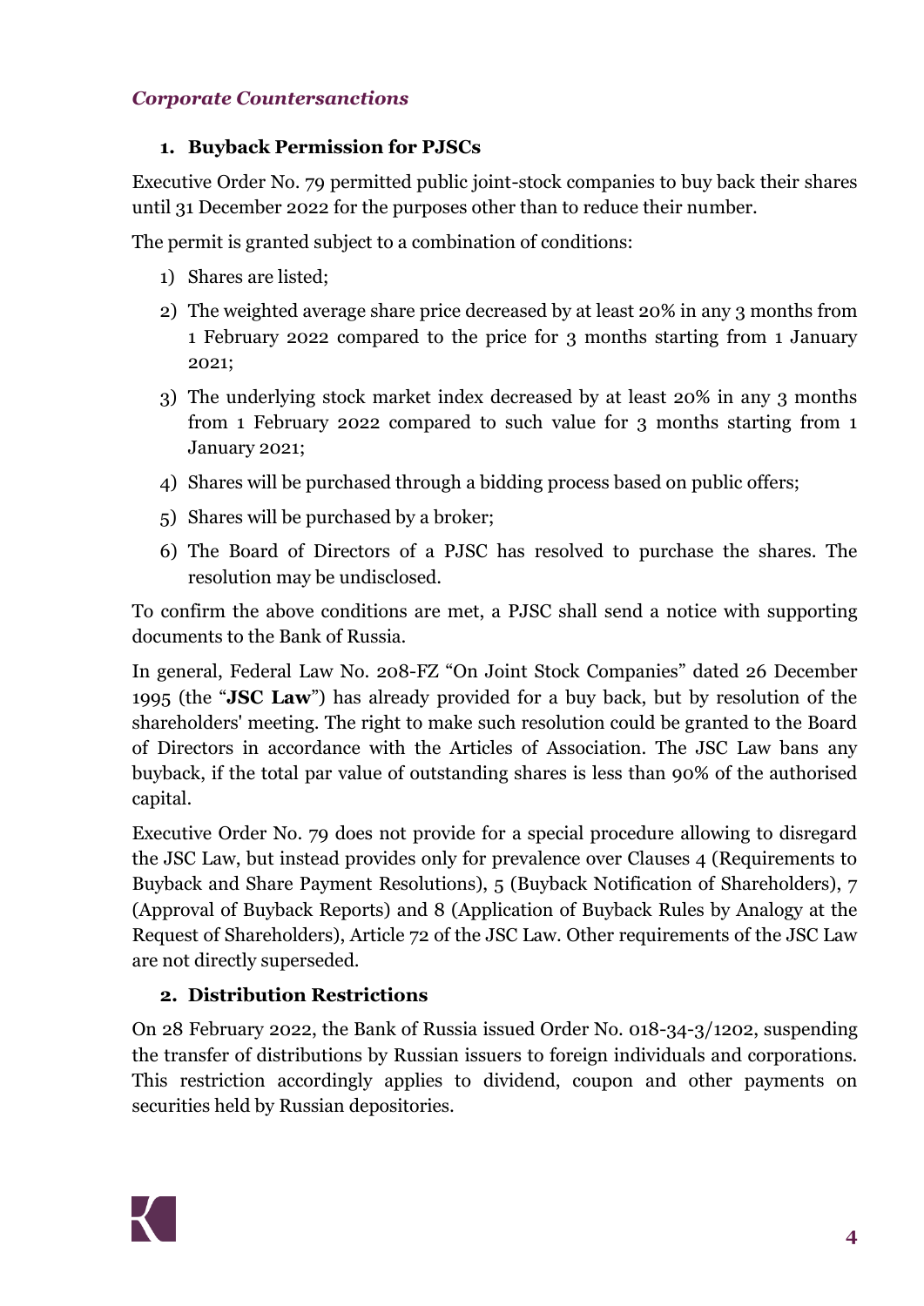*Corporate Countersanctions*

### 1. Buyback Permission for PJSCs

Executive Order No. 79 permitted public joint-stock companies to buy back their shares until 31 December 2022 for the purposes other than to reduce their number.

The permit is granted subject to a combination of conditions:

1) Shares are listed;
2) The weighted average share price decreased by at least 20% in any 3 months from 1 February 2022 compared to the price for 3 months starting from 1 January 2021;
3) The underlying stock market index decreased by at least 20% in any 3 months from 1 February 2022 compared to such value for 3 months starting from 1 January 2021;
4) Shares will be purchased through a bidding process based on public offers;
5) Shares will be purchased by a broker;
6) The Board of Directors of a PJSC has resolved to purchase the shares. The resolution may be undisclosed.

To confirm the above conditions are met, a PJSC shall send a notice with supporting documents to the Bank of Russia.

In general, Federal Law No. 208-FZ "On Joint Stock Companies" dated 26 December 1995 (the "**JSC Law**") has already provided for a buy back, but by resolution of the shareholders' meeting. The right to make such resolution could be granted to the Board of Directors in accordance with the Articles of Association. The JSC Law bans any buyback, if the total par value of outstanding shares is less than 90% of the authorised capital.

Executive Order No. 79 does not provide for a special procedure allowing to disregard the JSC Law, but instead provides only for prevalence over Clauses 4 (Requirements to Buyback and Share Payment Resolutions), 5 (Buyback Notification of Shareholders), 7 (Approval of Buyback Reports) and 8 (Application of Buyback Rules by Analogy at the Request of Shareholders), Article 72 of the JSC Law. Other requirements of the JSC Law are not directly superseded.

### 2. Distribution Restrictions

On 28 February 2022, the Bank of Russia issued Order No. 018-34-3/1202, suspending the transfer of distributions by Russian issuers to foreign individuals and corporations. This restriction accordingly applies to dividend, coupon and other payments on securities held by Russian depositories.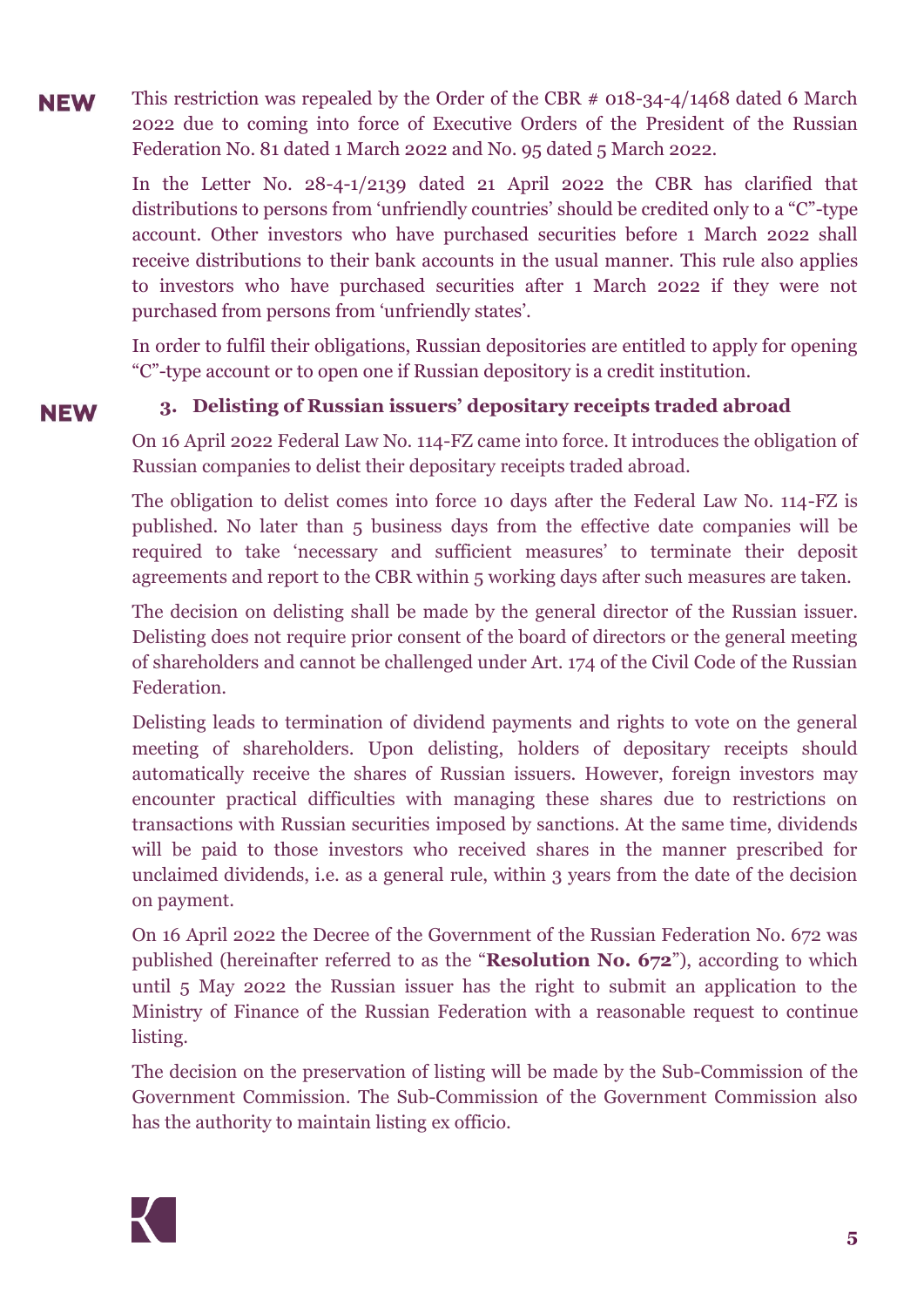**NEW** This restriction was repealed by the Order of the CBR # 018-34-4/1468 dated 6 March 2022 due to coming into force of Executive Orders of the President of the Russian Federation No. 81 dated 1 March 2022 and No. 95 dated 5 March 2022.

In the Letter No. 28-4-1/2139 dated 21 April 2022 the CBR has clarified that distributions to persons from 'unfriendly countries' should be credited only to a "C"-type account. Other investors who have purchased securities before 1 March 2022 shall receive distributions to their bank accounts in the usual manner. This rule also applies to investors who have purchased securities after 1 March 2022 if they were not purchased from persons from 'unfriendly states'.

In order to fulfil their obligations, Russian depositories are entitled to apply for opening "C"-type account or to open one if Russian depository is a credit institution.

**NEW**

### 3. Delisting of Russian issuers' depositary receipts traded abroad

On 16 April 2022 Federal Law No. 114-FZ came into force. It introduces the obligation of Russian companies to delist their depositary receipts traded abroad.

The obligation to delist comes into force 10 days after the Federal Law No. 114-FZ is published. No later than 5 business days from the effective date companies will be required to take 'necessary and sufficient measures' to terminate their deposit agreements and report to the CBR within 5 working days after such measures are taken.

The decision on delisting shall be made by the general director of the Russian issuer. Delisting does not require prior consent of the board of directors or the general meeting of shareholders and cannot be challenged under Art. 174 of the Civil Code of the Russian Federation.

Delisting leads to termination of dividend payments and rights to vote on the general meeting of shareholders. Upon delisting, holders of depositary receipts should automatically receive the shares of Russian issuers. However, foreign investors may encounter practical difficulties with managing these shares due to restrictions on transactions with Russian securities imposed by sanctions. At the same time, dividends will be paid to those investors who received shares in the manner prescribed for unclaimed dividends, i.e. as a general rule, within 3 years from the date of the decision on payment.

On 16 April 2022 the Decree of the Government of the Russian Federation No. 672 was published (hereinafter referred to as the "**Resolution No. 672**"), according to which until 5 May 2022 the Russian issuer has the right to submit an application to the Ministry of Finance of the Russian Federation with a reasonable request to continue listing.

The decision on the preservation of listing will be made by the Sub-Commission of the Government Commission. The Sub-Commission of the Government Commission also has the authority to maintain listing ex officio.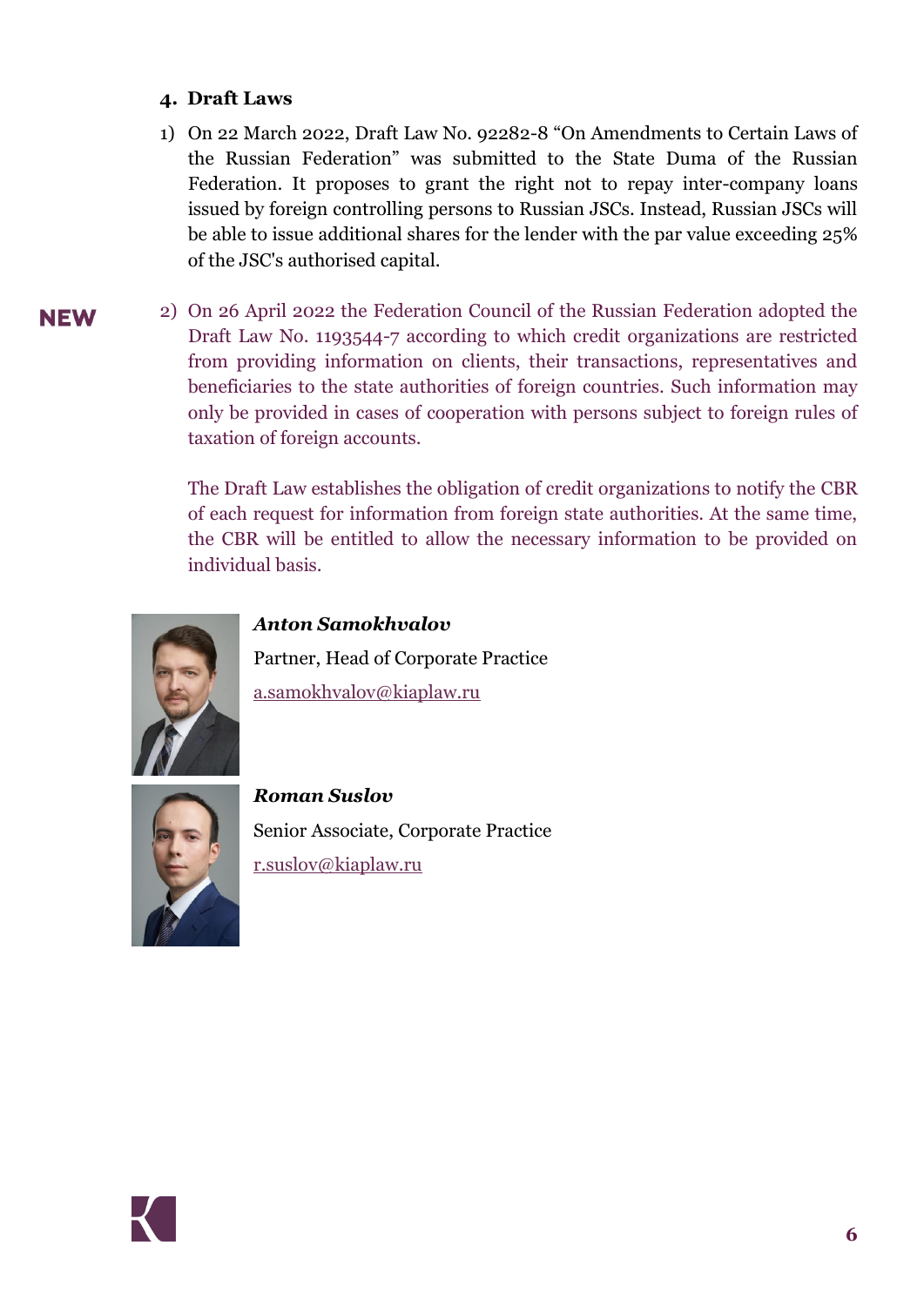## 4. Draft Laws

1) On 22 March 2022, Draft Law No. 92282-8 "On Amendments to Certain Laws of the Russian Federation" was submitted to the State Duma of the Russian Federation. It proposes to grant the right not to repay inter-company loans issued by foreign controlling persons to Russian JSCs. Instead, Russian JSCs will be able to issue additional shares for the lender with the par value exceeding 25% of the JSC's authorised capital.

**NEW**

2) On 26 April 2022 the Federation Council of the Russian Federation adopted the Draft Law No. 1193544-7 according to which credit organizations are restricted from providing information on clients, their transactions, representatives and beneficiaries to the state authorities of foreign countries. Such information may only be provided in cases of cooperation with persons subject to foreign rules of taxation of foreign accounts.

   The Draft Law establishes the obligation of credit organizations to notify the CBR of each request for information from foreign state authorities. At the same time, the CBR will be entitled to allow the necessary information to be provided on individual basis.

***Anton Samokhvalov***

Partner, Head of Corporate Practice

a.samokhvalov@kiaplaw.ru

***Roman Suslov***

Senior Associate, Corporate Practice

r.suslov@kiaplaw.ru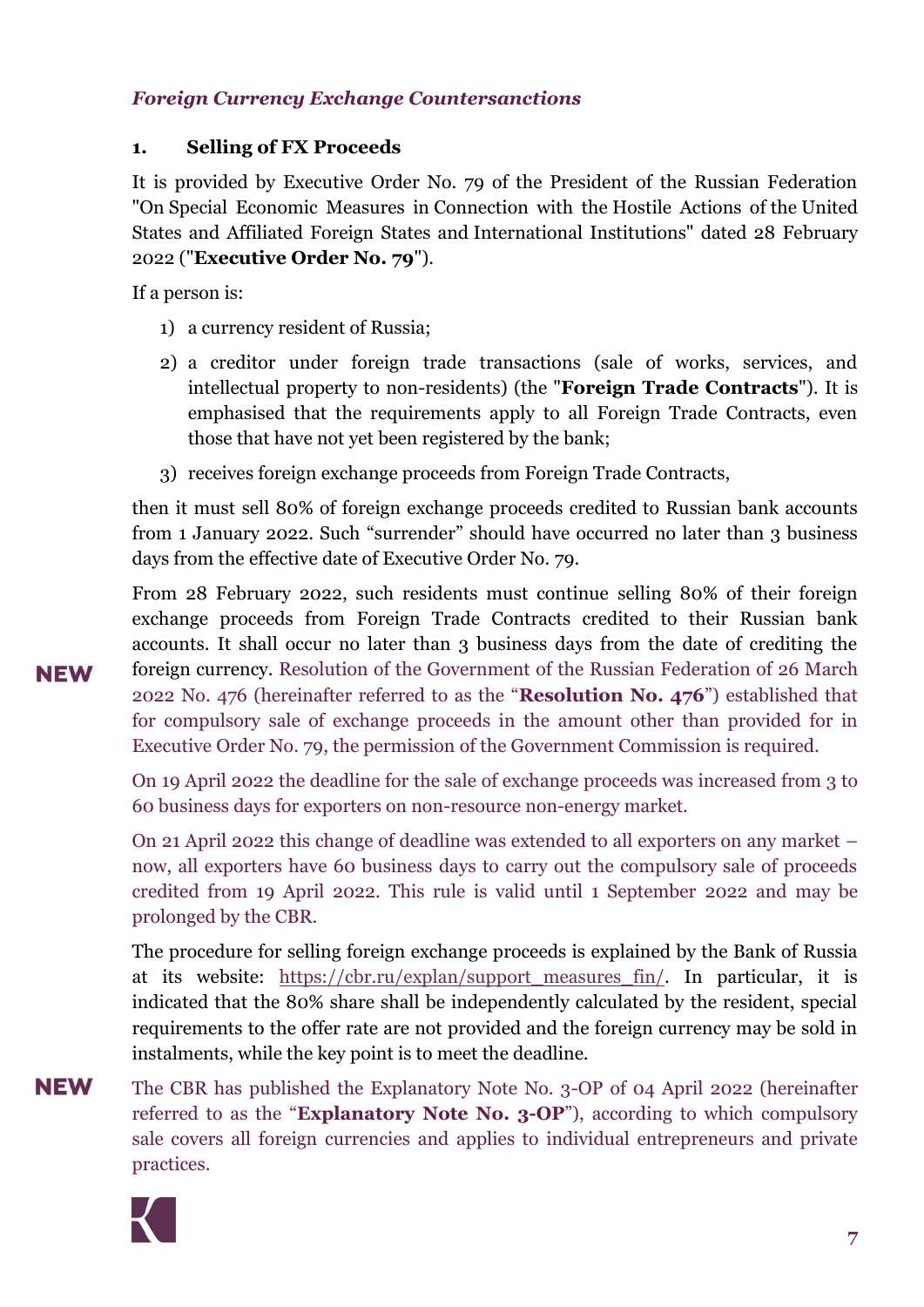### *Foreign Currency Exchange Countersanctions*

#### 1. Selling of FX Proceeds

It is provided by Executive Order No. 79 of the President of the Russian Federation "On Special Economic Measures in Connection with the Hostile Actions of the United States and Affiliated Foreign States and International Institutions" dated 28 February 2022 ("**Executive Order No. 79**").

If a person is:

1) a currency resident of Russia;
2) a creditor under foreign trade transactions (sale of works, services, and intellectual property to non-residents) (the "**Foreign Trade Contracts**"). It is emphasised that the requirements apply to all Foreign Trade Contracts, even those that have not yet been registered by the bank;
3) receives foreign exchange proceeds from Foreign Trade Contracts,

then it must sell 80% of foreign exchange proceeds credited to Russian bank accounts from 1 January 2022. Such "surrender" should have occurred no later than 3 business days from the effective date of Executive Order No. 79.

From 28 February 2022, such residents must continue selling 80% of their foreign exchange proceeds from Foreign Trade Contracts credited to their Russian bank accounts. It shall occur no later than 3 business days from the date of crediting the foreign currency. **NEW** Resolution of the Government of the Russian Federation of 26 March 2022 No. 476 (hereinafter referred to as the "**Resolution No. 476**") established that for compulsory sale of exchange proceeds in the amount other than provided for in Executive Order No. 79, the permission of the Government Commission is required.

On 19 April 2022 the deadline for the sale of exchange proceeds was increased from 3 to 60 business days for exporters on non-resource non-energy market.

On 21 April 2022 this change of deadline was extended to all exporters on any market – now, all exporters have 60 business days to carry out the compulsory sale of proceeds credited from 19 April 2022. This rule is valid until 1 September 2022 and may be prolonged by the CBR.

The procedure for selling foreign exchange proceeds is explained by the Bank of Russia at its website: https://cbr.ru/explan/support_measures_fin/. In particular, it is indicated that the 80% share shall be independently calculated by the resident, special requirements to the offer rate are not provided and the foreign currency may be sold in instalments, while the key point is to meet the deadline.

**NEW** The CBR has published the Explanatory Note No. 3-OP of 04 April 2022 (hereinafter referred to as the "**Explanatory Note No. 3-OP**"), according to which compulsory sale covers all foreign currencies and applies to individual entrepreneurs and private practices.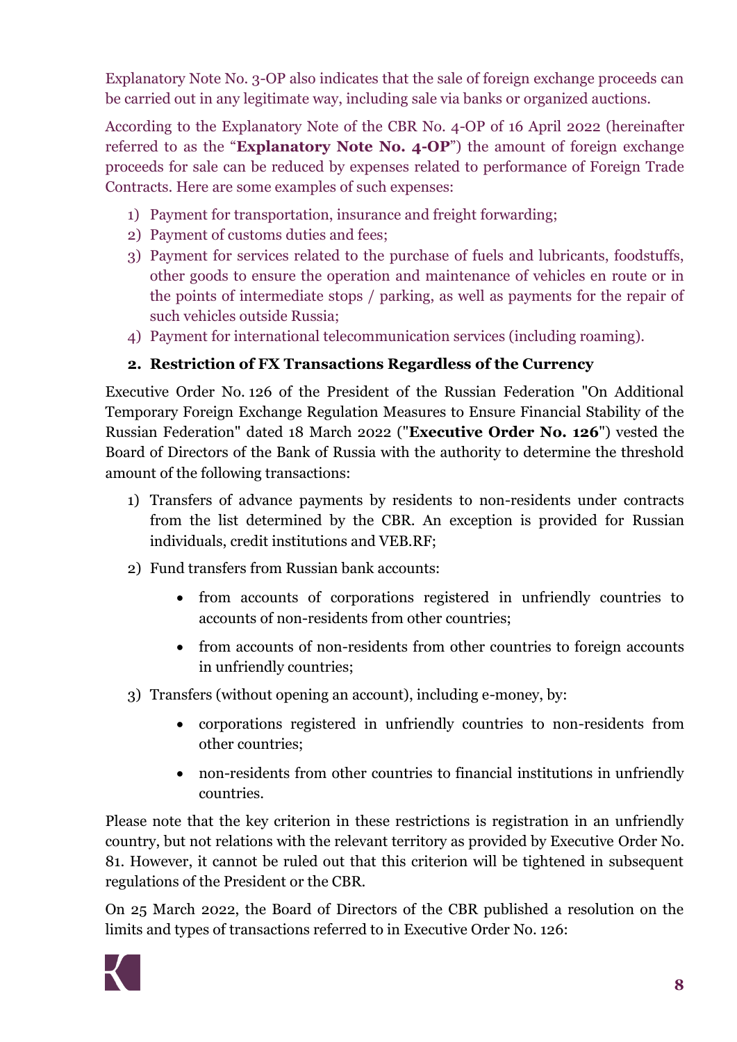Explanatory Note No. 3-OP also indicates that the sale of foreign exchange proceeds can be carried out in any legitimate way, including sale via banks or organized auctions.

According to the Explanatory Note of the CBR No. 4-OP of 16 April 2022 (hereinafter referred to as the "**Explanatory Note No. 4-OP**") the amount of foreign exchange proceeds for sale can be reduced by expenses related to performance of Foreign Trade Contracts. Here are some examples of such expenses:

1) Payment for transportation, insurance and freight forwarding;
2) Payment of customs duties and fees;
3) Payment for services related to the purchase of fuels and lubricants, foodstuffs, other goods to ensure the operation and maintenance of vehicles en route or in the points of intermediate stops / parking, as well as payments for the repair of such vehicles outside Russia;
4) Payment for international telecommunication services (including roaming).

## 2. Restriction of FX Transactions Regardless of the Currency

Executive Order No. 126 of the President of the Russian Federation "On Additional Temporary Foreign Exchange Regulation Measures to Ensure Financial Stability of the Russian Federation" dated 18 March 2022 ("**Executive Order No. 126**") vested the Board of Directors of the Bank of Russia with the authority to determine the threshold amount of the following transactions:

1) Transfers of advance payments by residents to non-residents under contracts from the list determined by the CBR. An exception is provided for Russian individuals, credit institutions and VEB.RF;
2) Fund transfers from Russian bank accounts:
    - from accounts of corporations registered in unfriendly countries to accounts of non-residents from other countries;
    - from accounts of non-residents from other countries to foreign accounts in unfriendly countries;
3) Transfers (without opening an account), including e-money, by:
    - corporations registered in unfriendly countries to non-residents from other countries;
    - non-residents from other countries to financial institutions in unfriendly countries.

Please note that the key criterion in these restrictions is registration in an unfriendly country, but not relations with the relevant territory as provided by Executive Order No. 81. However, it cannot be ruled out that this criterion will be tightened in subsequent regulations of the President or the CBR.

On 25 March 2022, the Board of Directors of the CBR published a resolution on the limits and types of transactions referred to in Executive Order No. 126: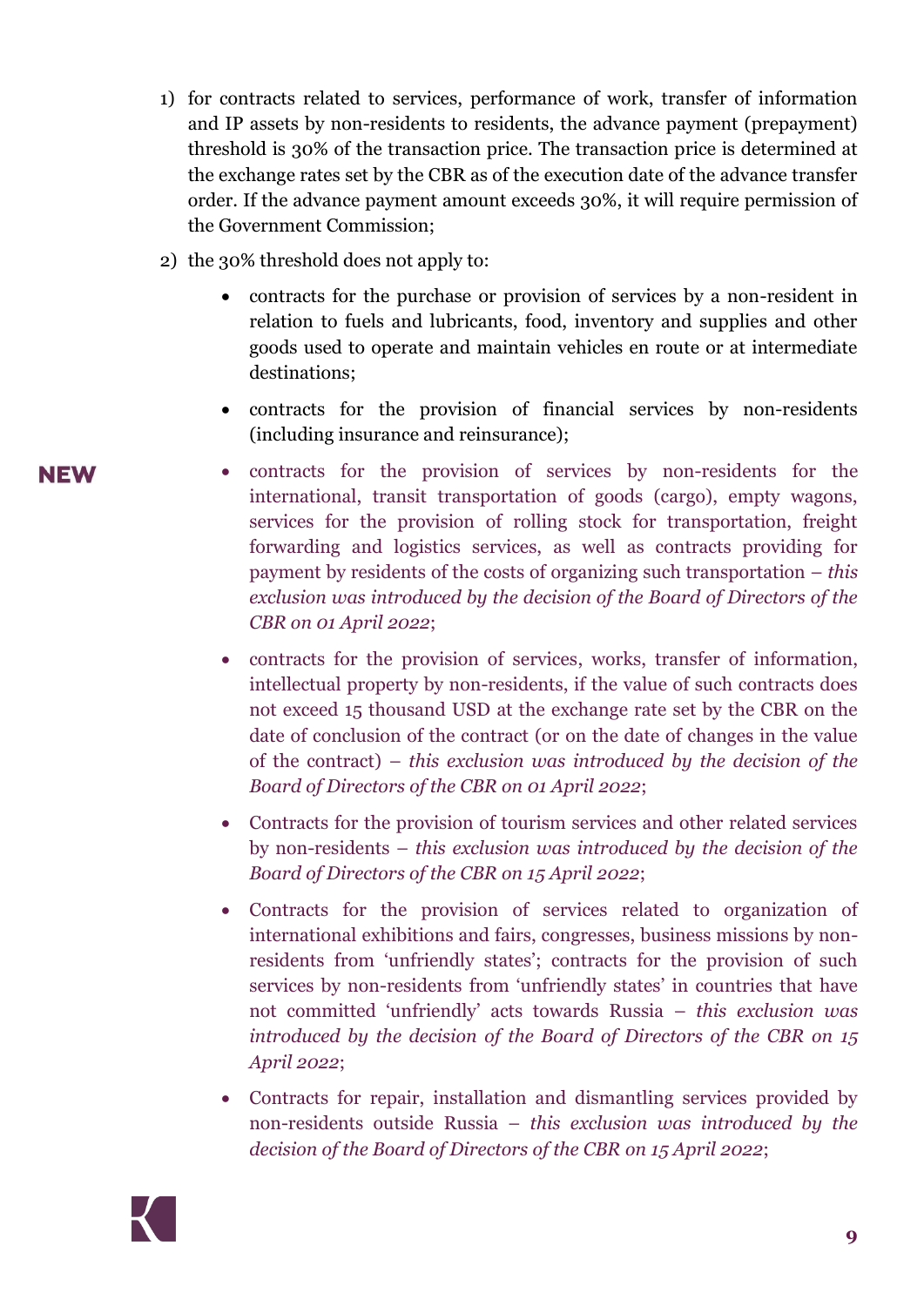1) for contracts related to services, performance of work, transfer of information and IP assets by non-residents to residents, the advance payment (prepayment) threshold is 30% of the transaction price. The transaction price is determined at the exchange rates set by the CBR as of the execution date of the advance transfer order. If the advance payment amount exceeds 30%, it will require permission of the Government Commission;

2) the 30% threshold does not apply to:

   - contracts for the purchase or provision of services by a non-resident in relation to fuels and lubricants, food, inventory and supplies and other goods used to operate and maintain vehicles en route or at intermediate destinations;
   - contracts for the provision of financial services by non-residents (including insurance and reinsurance);

**NEW**

   - contracts for the provision of services by non-residents for the international, transit transportation of goods (cargo), empty wagons, services for the provision of rolling stock for transportation, freight forwarding and logistics services, as well as contracts providing for payment by residents of the costs of organizing such transportation – *this exclusion was introduced by the decision of the Board of Directors of the CBR on 01 April 2022*;
   - contracts for the provision of services, works, transfer of information, intellectual property by non-residents, if the value of such contracts does not exceed 15 thousand USD at the exchange rate set by the CBR on the date of conclusion of the contract (or on the date of changes in the value of the contract) – *this exclusion was introduced by the decision of the Board of Directors of the CBR on 01 April 2022*;
   - Contracts for the provision of tourism services and other related services by non-residents – *this exclusion was introduced by the decision of the Board of Directors of the CBR on 15 April 2022*;
   - Contracts for the provision of services related to organization of international exhibitions and fairs, congresses, business missions by non-residents from 'unfriendly states'; contracts for the provision of such services by non-residents from 'unfriendly states' in countries that have not committed 'unfriendly' acts towards Russia – *this exclusion was introduced by the decision of the Board of Directors of the CBR on 15 April 2022*;
   - Contracts for repair, installation and dismantling services provided by non-residents outside Russia – *this exclusion was introduced by the decision of the Board of Directors of the CBR on 15 April 2022*;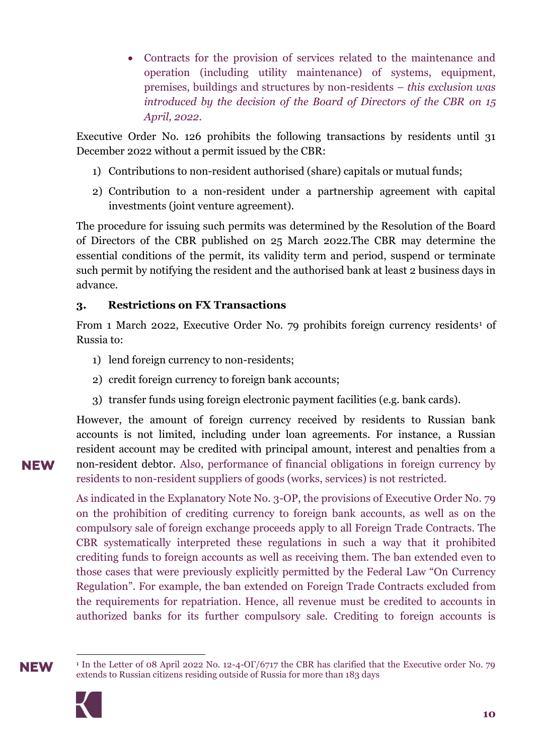- Contracts for the provision of services related to the maintenance and operation (including utility maintenance) of systems, equipment, premises, buildings and structures by non-residents – *this exclusion was introduced by the decision of the Board of Directors of the CBR on 15 April, 2022.*

Executive Order No. 126 prohibits the following transactions by residents until 31 December 2022 without a permit issued by the CBR:

1) Contributions to non-resident authorised (share) capitals or mutual funds;
2) Contribution to a non-resident under a partnership agreement with capital investments (joint venture agreement).

The procedure for issuing such permits was determined by the Resolution of the Board of Directors of the CBR published on 25 March 2022.The CBR may determine the essential conditions of the permit, its validity term and period, suspend or terminate such permit by notifying the resident and the authorised bank at least 2 business days in advance.

### 3. Restrictions on FX Transactions

From 1 March 2022, Executive Order No. 79 prohibits foreign currency residents[1] of Russia to:

1) lend foreign currency to non-residents;
2) credit foreign currency to foreign bank accounts;
3) transfer funds using foreign electronic payment facilities (e.g. bank cards).

However, the amount of foreign currency received by residents to Russian bank accounts is not limited, including under loan agreements. For instance, a Russian resident account may be credited with principal amount, interest and penalties from a non-resident debtor. Also, performance of financial obligations in foreign currency by residents to non-resident suppliers of goods (works, services) is not restricted.

As indicated in the Explanatory Note No. 3-OP, the provisions of Executive Order No. 79 on the prohibition of crediting currency to foreign bank accounts, as well as on the compulsory sale of foreign exchange proceeds apply to all Foreign Trade Contracts. The CBR systematically interpreted these regulations in such a way that it prohibited crediting funds to foreign accounts as well as receiving them. The ban extended even to those cases that were previously explicitly permitted by the Federal Law "On Currency Regulation". For example, the ban extended on Foreign Trade Contracts excluded from the requirements for repatriation. Hence, all revenue must be credited to accounts in authorized banks for its further compulsory sale. Crediting to foreign accounts is

---

[1] In the Letter of 08 April 2022 No. 12-4-OГ/6717 the CBR has clarified that the Executive order No. 79 extends to Russian citizens residing outside of Russia for more than 183 days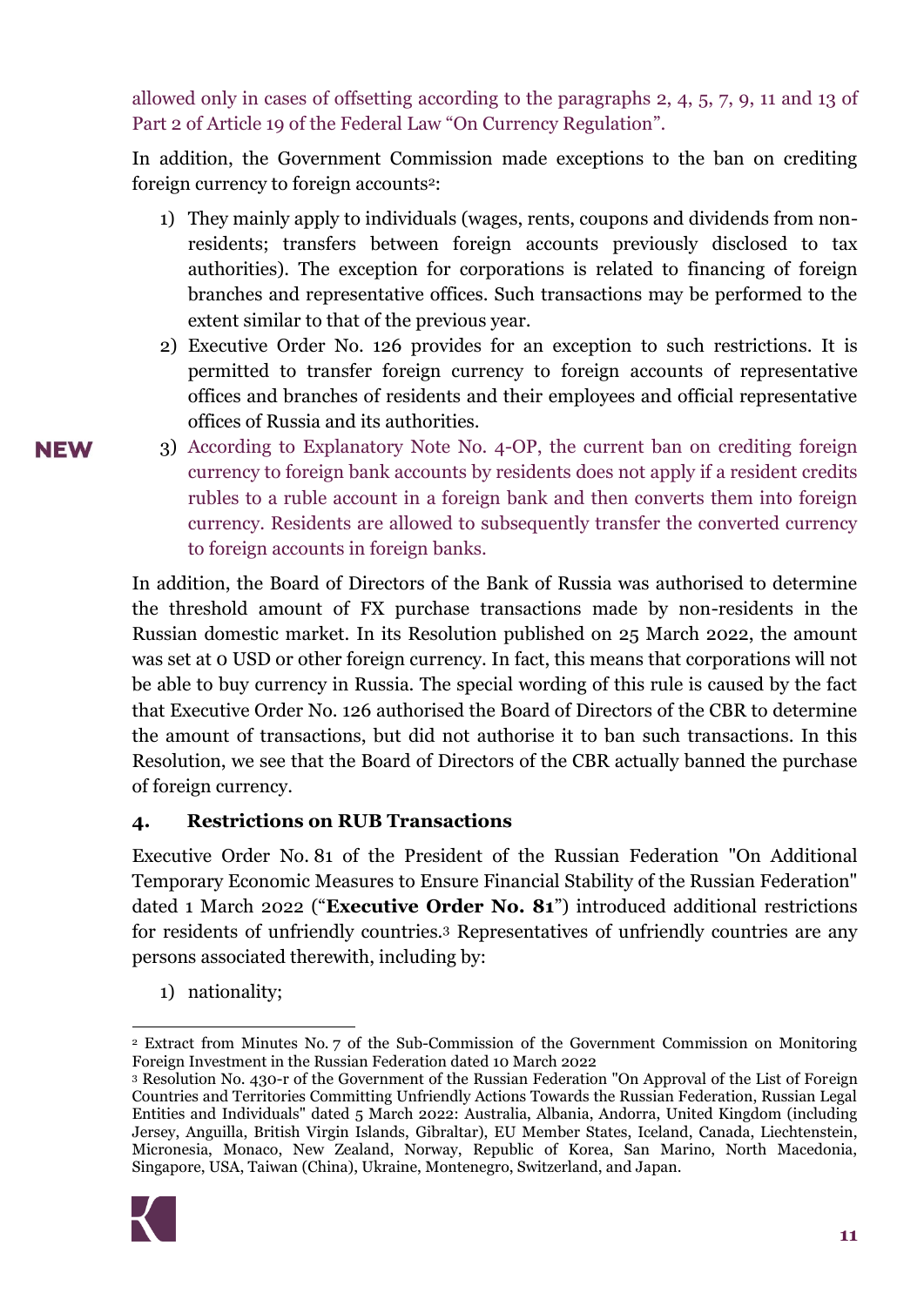allowed only in cases of offsetting according to the paragraphs 2, 4, 5, 7, 9, 11 and 13 of Part 2 of Article 19 of the Federal Law "On Currency Regulation".

In addition, the Government Commission made exceptions to the ban on crediting foreign currency to foreign accounts[2]:

1) They mainly apply to individuals (wages, rents, coupons and dividends from non-residents; transfers between foreign accounts previously disclosed to tax authorities). The exception for corporations is related to financing of foreign branches and representative offices. Such transactions may be performed to the extent similar to that of the previous year.
2) Executive Order No. 126 provides for an exception to such restrictions. It is permitted to transfer foreign currency to foreign accounts of representative offices and branches of residents and their employees and official representative offices of Russia and its authorities.
3) **NEW** According to Explanatory Note No. 4-OP, the current ban on crediting foreign currency to foreign bank accounts by residents does not apply if a resident credits rubles to a ruble account in a foreign bank and then converts them into foreign currency. Residents are allowed to subsequently transfer the converted currency to foreign accounts in foreign banks.

In addition, the Board of Directors of the Bank of Russia was authorised to determine the threshold amount of FX purchase transactions made by non-residents in the Russian domestic market. In its Resolution published on 25 March 2022, the amount was set at 0 USD or other foreign currency. In fact, this means that corporations will not be able to buy currency in Russia. The special wording of this rule is caused by the fact that Executive Order No. 126 authorised the Board of Directors of the CBR to determine the amount of transactions, but did not authorise it to ban such transactions. In this Resolution, we see that the Board of Directors of the CBR actually banned the purchase of foreign currency.

## 4. Restrictions on RUB Transactions

Executive Order No. 81 of the President of the Russian Federation "On Additional Temporary Economic Measures to Ensure Financial Stability of the Russian Federation" dated 1 March 2022 ("**Executive Order No. 81**") introduced additional restrictions for residents of unfriendly countries.[3] Representatives of unfriendly countries are any persons associated therewith, including by:

1) nationality;

---

[2] Extract from Minutes No. 7 of the Sub-Commission of the Government Commission on Monitoring Foreign Investment in the Russian Federation dated 10 March 2022

[3] Resolution No. 430-r of the Government of the Russian Federation "On Approval of the List of Foreign Countries and Territories Committing Unfriendly Actions Towards the Russian Federation, Russian Legal Entities and Individuals" dated 5 March 2022: Australia, Albania, Andorra, United Kingdom (including Jersey, Anguilla, British Virgin Islands, Gibraltar), EU Member States, Iceland, Canada, Liechtenstein, Micronesia, Monaco, New Zealand, Norway, Republic of Korea, San Marino, North Macedonia, Singapore, USA, Taiwan (China), Ukraine, Montenegro, Switzerland, and Japan.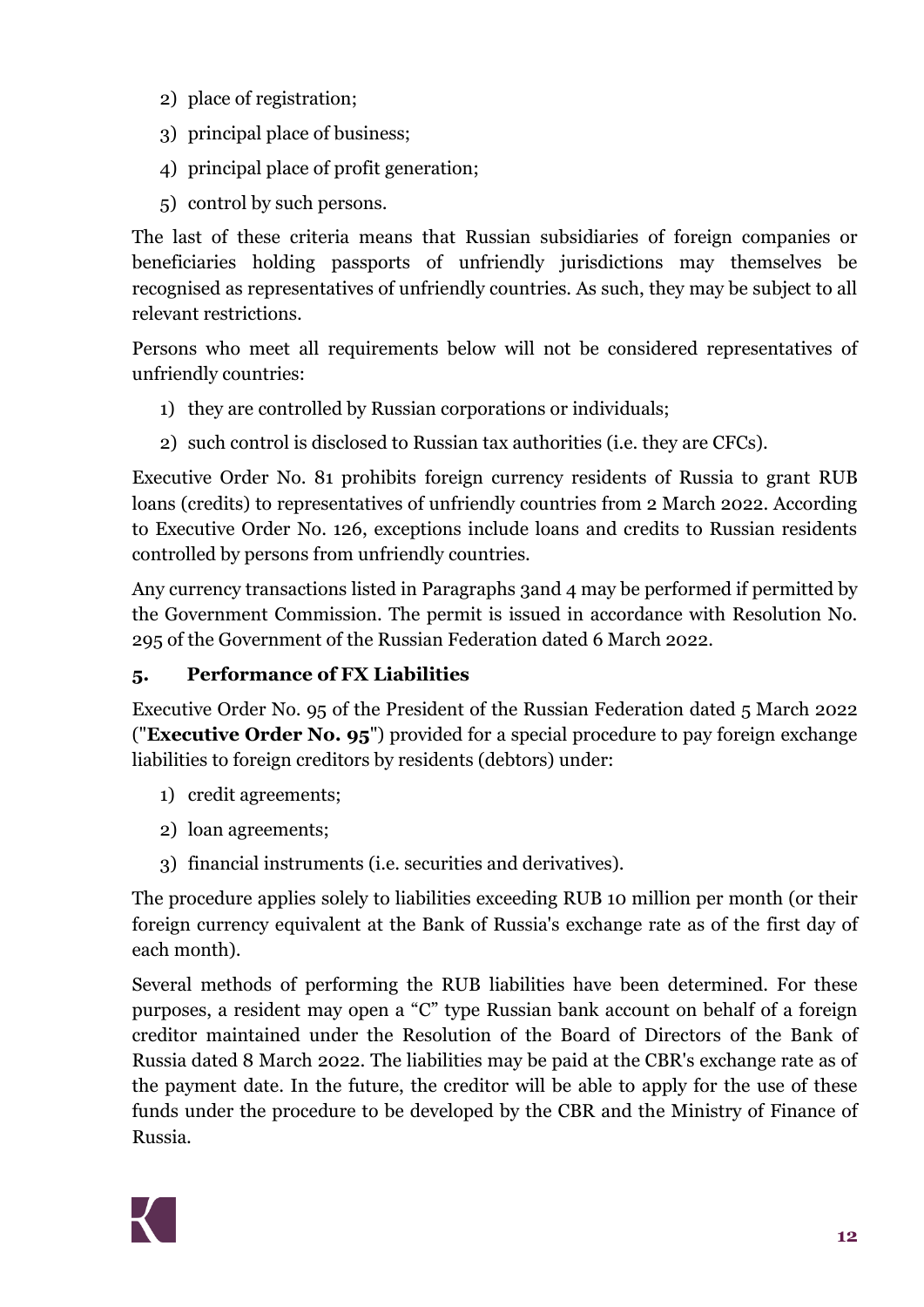2) place of registration;
3) principal place of business;
4) principal place of profit generation;
5) control by such persons.

The last of these criteria means that Russian subsidiaries of foreign companies or beneficiaries holding passports of unfriendly jurisdictions may themselves be recognised as representatives of unfriendly countries. As such, they may be subject to all relevant restrictions.

Persons who meet all requirements below will not be considered representatives of unfriendly countries:

1) they are controlled by Russian corporations or individuals;
2) such control is disclosed to Russian tax authorities (i.e. they are CFCs).

Executive Order No. 81 prohibits foreign currency residents of Russia to grant RUB loans (credits) to representatives of unfriendly countries from 2 March 2022. According to Executive Order No. 126, exceptions include loans and credits to Russian residents controlled by persons from unfriendly countries.

Any currency transactions listed in Paragraphs 3and 4 may be performed if permitted by the Government Commission. The permit is issued in accordance with Resolution No. 295 of the Government of the Russian Federation dated 6 March 2022.

## 5. Performance of FX Liabilities

Executive Order No. 95 of the President of the Russian Federation dated 5 March 2022 ("**Executive Order No. 95**") provided for a special procedure to pay foreign exchange liabilities to foreign creditors by residents (debtors) under:

1) credit agreements;
2) loan agreements;
3) financial instruments (i.e. securities and derivatives).

The procedure applies solely to liabilities exceeding RUB 10 million per month (or their foreign currency equivalent at the Bank of Russia's exchange rate as of the first day of each month).

Several methods of performing the RUB liabilities have been determined. For these purposes, a resident may open a "C" type Russian bank account on behalf of a foreign creditor maintained under the Resolution of the Board of Directors of the Bank of Russia dated 8 March 2022. The liabilities may be paid at the CBR's exchange rate as of the payment date. In the future, the creditor will be able to apply for the use of these funds under the procedure to be developed by the CBR and the Ministry of Finance of Russia.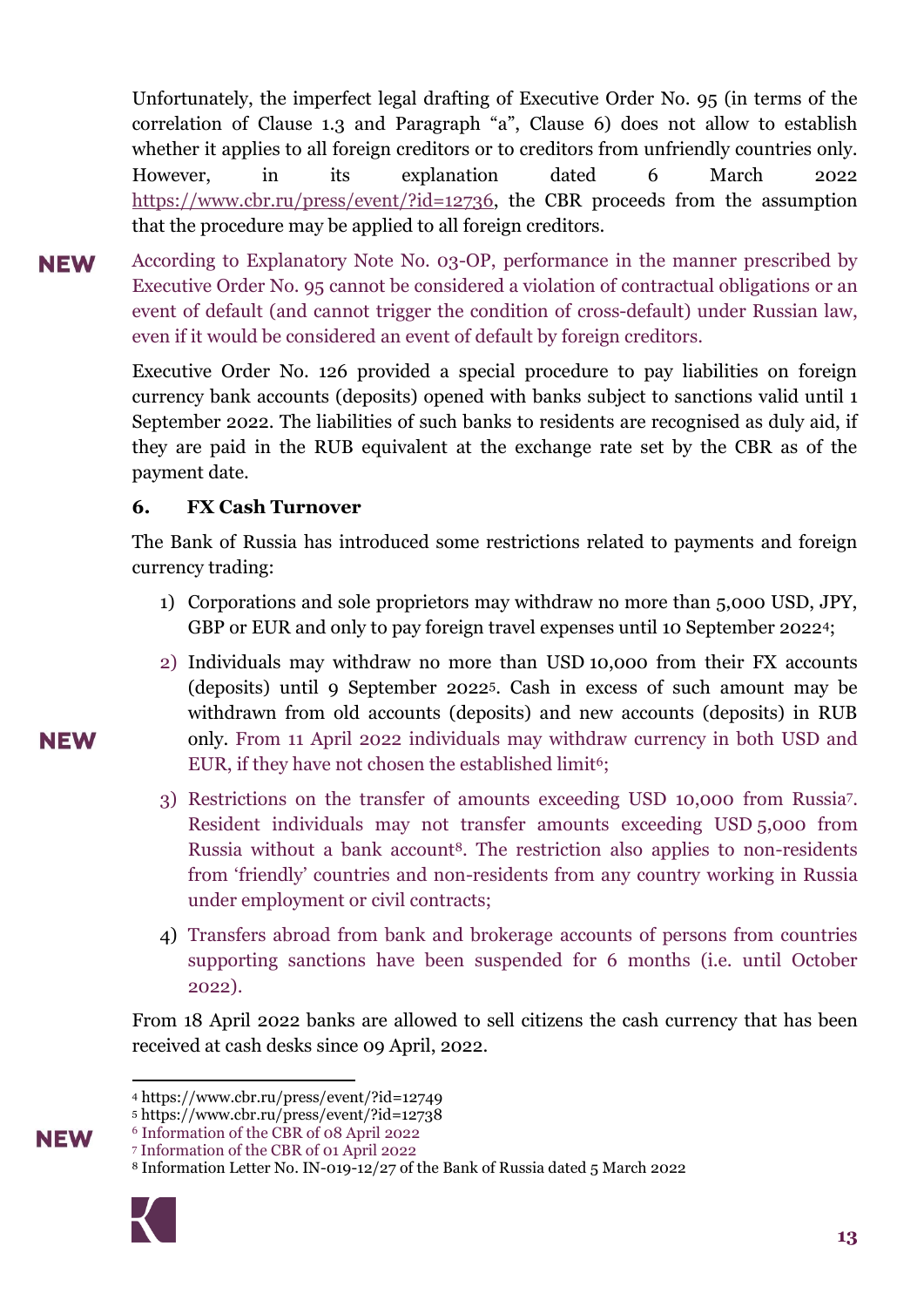Unfortunately, the imperfect legal drafting of Executive Order No. 95 (in terms of the correlation of Clause 1.3 and Paragraph "a", Clause 6) does not allow to establish whether it applies to all foreign creditors or to creditors from unfriendly countries only. However, in its explanation dated 6 March 2022 https://www.cbr.ru/press/event/?id=12736, the CBR proceeds from the assumption that the procedure may be applied to all foreign creditors.

**NEW** According to Explanatory Note No. 03-OP, performance in the manner prescribed by Executive Order No. 95 cannot be considered a violation of contractual obligations or an event of default (and cannot trigger the condition of cross-default) under Russian law, even if it would be considered an event of default by foreign creditors.

Executive Order No. 126 provided a special procedure to pay liabilities on foreign currency bank accounts (deposits) opened with banks subject to sanctions valid until 1 September 2022. The liabilities of such banks to residents are recognised as duly aid, if they are paid in the RUB equivalent at the exchange rate set by the CBR as of the payment date.

## 6. FX Cash Turnover

The Bank of Russia has introduced some restrictions related to payments and foreign currency trading:

1) Corporations and sole proprietors may withdraw no more than 5,000 USD, JPY, GBP or EUR and only to pay foreign travel expenses until 10 September 2022[4];
2) Individuals may withdraw no more than USD 10,000 from their FX accounts (deposits) until 9 September 2022[5]. Cash in excess of such amount may be withdrawn from old accounts (deposits) and new accounts (deposits) in RUB only. **NEW** From 11 April 2022 individuals may withdraw currency in both USD and EUR, if they have not chosen the established limit[6];
3) Restrictions on the transfer of amounts exceeding USD 10,000 from Russia[7]. Resident individuals may not transfer amounts exceeding USD 5,000 from Russia without a bank account[8]. The restriction also applies to non-residents from 'friendly' countries and non-residents from any country working in Russia under employment or civil contracts;
4) Transfers abroad from bank and brokerage accounts of persons from countries supporting sanctions have been suspended for 6 months (i.e. until October 2022).

From 18 April 2022 banks are allowed to sell citizens the cash currency that has been received at cash desks since 09 April, 2022.

---

[4] https://www.cbr.ru/press/event/?id=12749

[5] https://www.cbr.ru/press/event/?id=12738

**NEW** [6] Information of the CBR of 08 April 2022

[7] Information of the CBR of 01 April 2022

[8] Information Letter No. IN-019-12/27 of the Bank of Russia dated 5 March 2022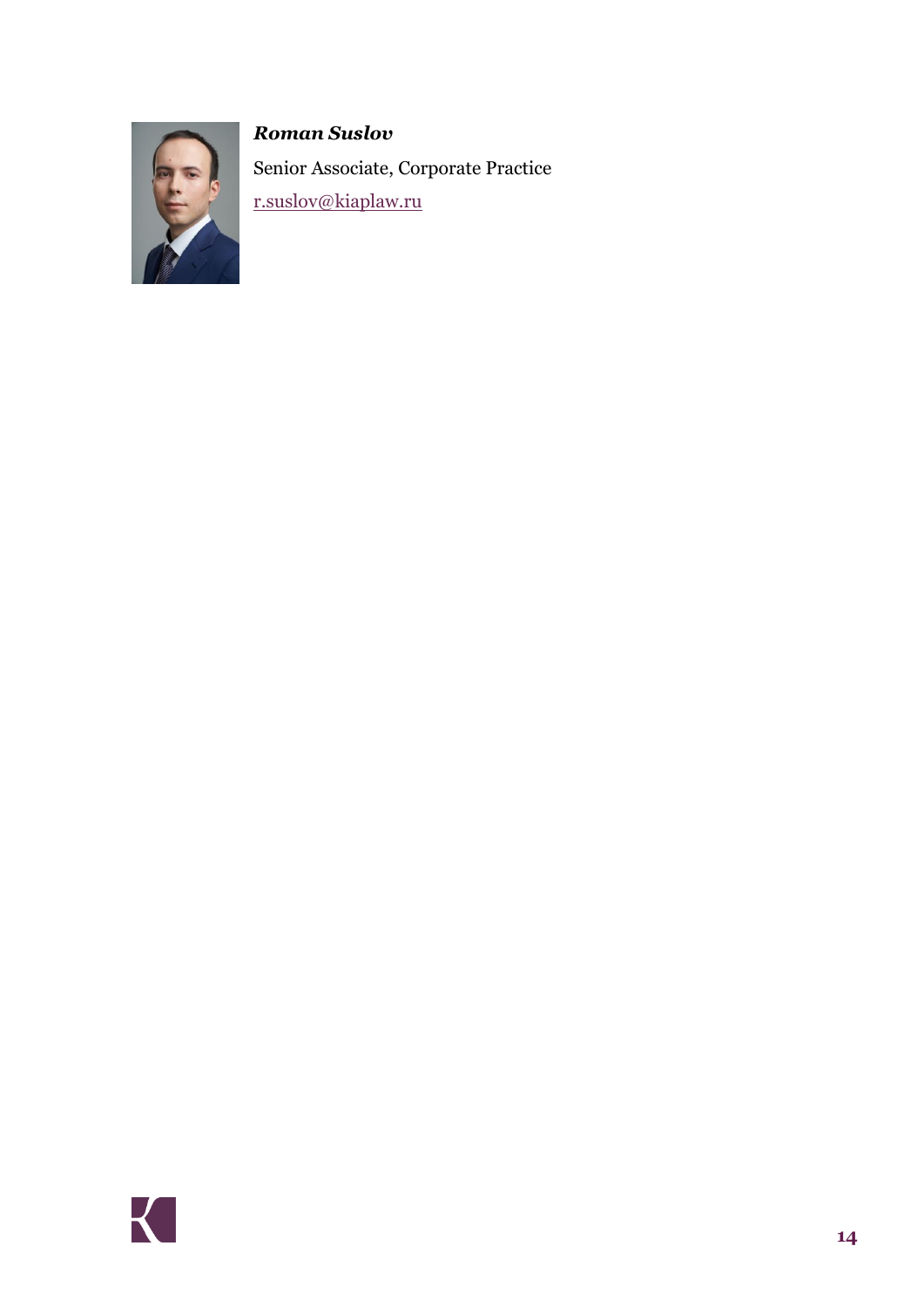***Roman Suslov***

Senior Associate, Corporate Practice

r.suslov@kiaplaw.ru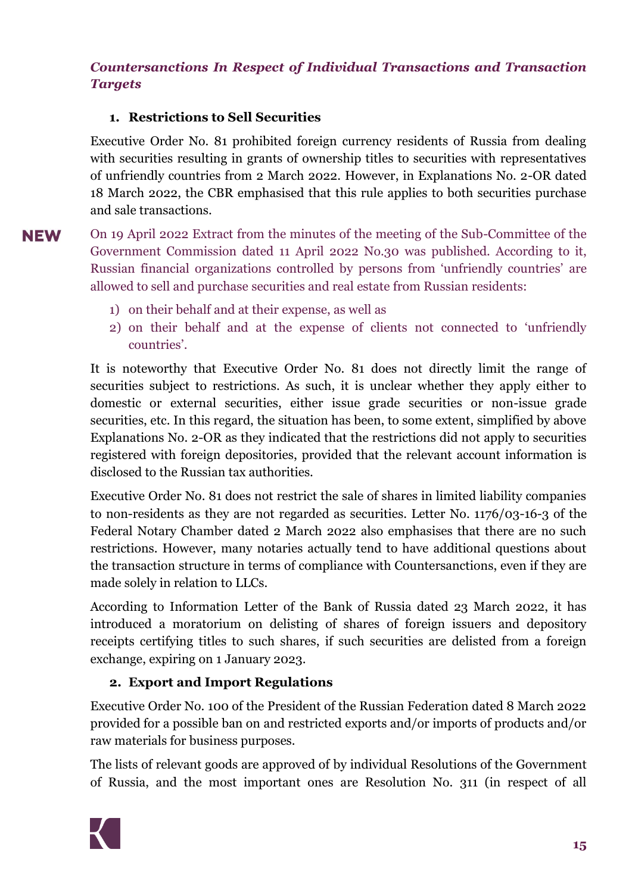### *Countersanctions In Respect of Individual Transactions and Transaction Targets*

#### 1. Restrictions to Sell Securities

Executive Order No. 81 prohibited foreign currency residents of Russia from dealing with securities resulting in grants of ownership titles to securities with representatives of unfriendly countries from 2 March 2022. However, in Explanations No. 2-OR dated 18 March 2022, the CBR emphasised that this rule applies to both securities purchase and sale transactions.

**NEW**

On 19 April 2022 Extract from the minutes of the meeting of the Sub-Committee of the Government Commission dated 11 April 2022 No.30 was published. According to it, Russian financial organizations controlled by persons from 'unfriendly countries' are allowed to sell and purchase securities and real estate from Russian residents:

1) on their behalf and at their expense, as well as
2) on their behalf and at the expense of clients not connected to 'unfriendly countries'.

It is noteworthy that Executive Order No. 81 does not directly limit the range of securities subject to restrictions. As such, it is unclear whether they apply either to domestic or external securities, either issue grade securities or non-issue grade securities, etc. In this regard, the situation has been, to some extent, simplified by above Explanations No. 2-OR as they indicated that the restrictions did not apply to securities registered with foreign depositories, provided that the relevant account information is disclosed to the Russian tax authorities.

Executive Order No. 81 does not restrict the sale of shares in limited liability companies to non-residents as they are not regarded as securities. Letter No. 1176/03-16-3 of the Federal Notary Chamber dated 2 March 2022 also emphasises that there are no such restrictions. However, many notaries actually tend to have additional questions about the transaction structure in terms of compliance with Countersanctions, even if they are made solely in relation to LLCs.

According to Information Letter of the Bank of Russia dated 23 March 2022, it has introduced a moratorium on delisting of shares of foreign issuers and depository receipts certifying titles to such shares, if such securities are delisted from a foreign exchange, expiring on 1 January 2023.

#### 2. Export and Import Regulations

Executive Order No. 100 of the President of the Russian Federation dated 8 March 2022 provided for a possible ban on and restricted exports and/or imports of products and/or raw materials for business purposes.

The lists of relevant goods are approved of by individual Resolutions of the Government of Russia, and the most important ones are Resolution No. 311 (in respect of all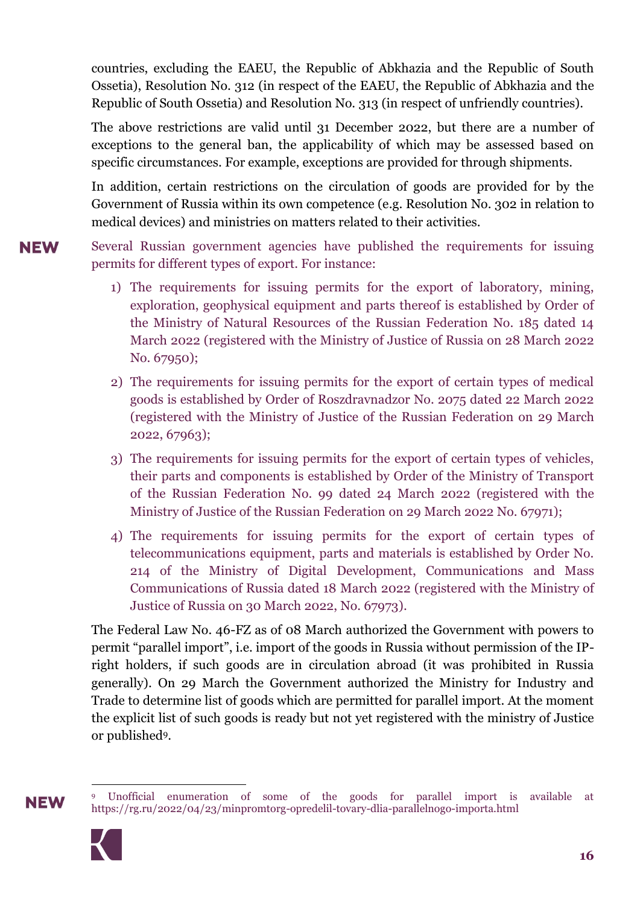countries, excluding the EAEU, the Republic of Abkhazia and the Republic of South Ossetia), Resolution No. 312 (in respect of the EAEU, the Republic of Abkhazia and the Republic of South Ossetia) and Resolution No. 313 (in respect of unfriendly countries).

The above restrictions are valid until 31 December 2022, but there are a number of exceptions to the general ban, the applicability of which may be assessed based on specific circumstances. For example, exceptions are provided for through shipments.

In addition, certain restrictions on the circulation of goods are provided for by the Government of Russia within its own competence (e.g. Resolution No. 302 in relation to medical devices) and ministries on matters related to their activities.

**NEW** Several Russian government agencies have published the requirements for issuing permits for different types of export. For instance:

1) The requirements for issuing permits for the export of laboratory, mining, exploration, geophysical equipment and parts thereof is established by Order of the Ministry of Natural Resources of the Russian Federation No. 185 dated 14 March 2022 (registered with the Ministry of Justice of Russia on 28 March 2022 No. 67950);
2) The requirements for issuing permits for the export of certain types of medical goods is established by Order of Roszdravnadzor No. 2075 dated 22 March 2022 (registered with the Ministry of Justice of the Russian Federation on 29 March 2022, 67963);
3) The requirements for issuing permits for the export of certain types of vehicles, their parts and components is established by Order of the Ministry of Transport of the Russian Federation No. 99 dated 24 March 2022 (registered with the Ministry of Justice of the Russian Federation on 29 March 2022 No. 67971);
4) The requirements for issuing permits for the export of certain types of telecommunications equipment, parts and materials is established by Order No. 214 of the Ministry of Digital Development, Communications and Mass Communications of Russia dated 18 March 2022 (registered with the Ministry of Justice of Russia on 30 March 2022, No. 67973).

The Federal Law No. 46-FZ as of 08 March authorized the Government with powers to permit "parallel import", i.e. import of the goods in Russia without permission of the IP-right holders, if such goods are in circulation abroad (it was prohibited in Russia generally). On 29 March the Government authorized the Ministry for Industry and Trade to determine list of goods which are permitted for parallel import. At the moment the explicit list of such goods is ready but not yet registered with the ministry of Justice or published[9].

---

**NEW** [9] Unofficial enumeration of some of the goods for parallel import is available at https://rg.ru/2022/04/23/minpromtorg-opredelil-tovary-dlia-parallelnogo-importa.html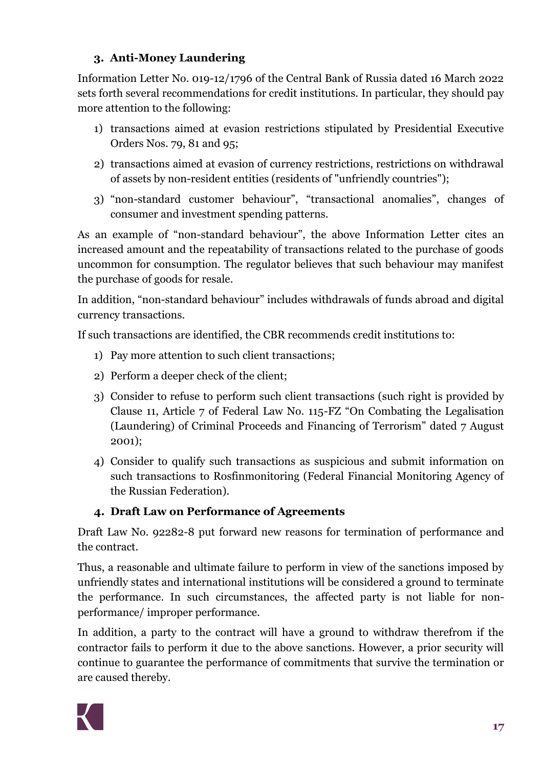### 3. Anti-Money Laundering

Information Letter No. 019-12/1796 of the Central Bank of Russia dated 16 March 2022 sets forth several recommendations for credit institutions. In particular, they should pay more attention to the following:

1) transactions aimed at evasion restrictions stipulated by Presidential Executive Orders Nos. 79, 81 and 95;
2) transactions aimed at evasion of currency restrictions, restrictions on withdrawal of assets by non-resident entities (residents of "unfriendly countries");
3) "non-standard customer behaviour", "transactional anomalies", changes of consumer and investment spending patterns.

As an example of "non-standard behaviour", the above Information Letter cites an increased amount and the repeatability of transactions related to the purchase of goods uncommon for consumption. The regulator believes that such behaviour may manifest the purchase of goods for resale.

In addition, "non-standard behaviour" includes withdrawals of funds abroad and digital currency transactions.

If such transactions are identified, the CBR recommends credit institutions to:

1) Pay more attention to such client transactions;
2) Perform a deeper check of the client;
3) Consider to refuse to perform such client transactions (such right is provided by Clause 11, Article 7 of Federal Law No. 115-FZ "On Combating the Legalisation (Laundering) of Criminal Proceeds and Financing of Terrorism" dated 7 August 2001);
4) Consider to qualify such transactions as suspicious and submit information on such transactions to Rosfinmonitoring (Federal Financial Monitoring Agency of the Russian Federation).

### 4. Draft Law on Performance of Agreements

Draft Law No. 92282-8 put forward new reasons for termination of performance and the contract.

Thus, a reasonable and ultimate failure to perform in view of the sanctions imposed by unfriendly states and international institutions will be considered a ground to terminate the performance. In such circumstances, the affected party is not liable for non-performance/ improper performance.

In addition, a party to the contract will have a ground to withdraw therefrom if the contractor fails to perform it due to the above sanctions. However, a prior security will continue to guarantee the performance of commitments that survive the termination or are caused thereby.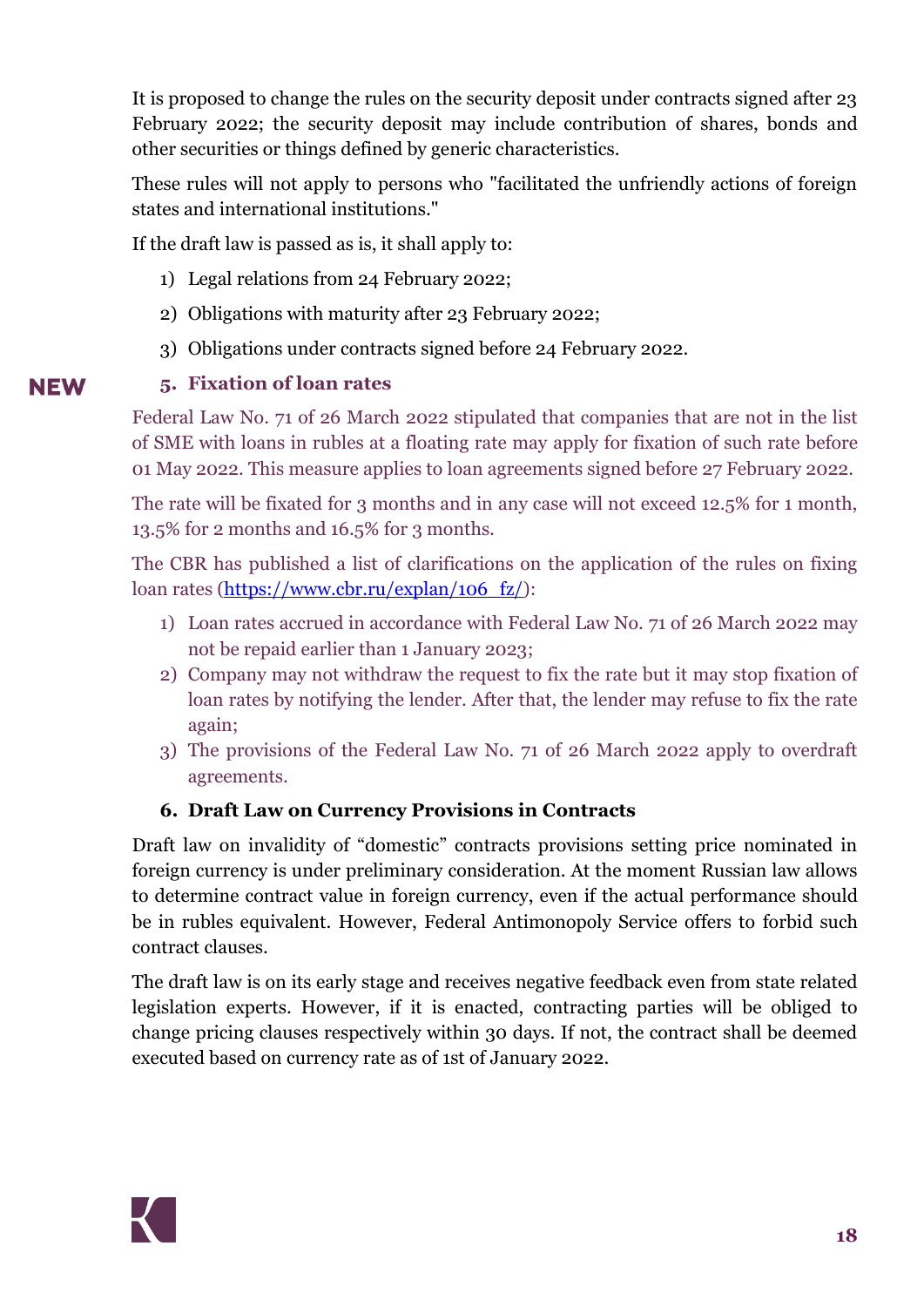It is proposed to change the rules on the security deposit under contracts signed after 23 February 2022; the security deposit may include contribution of shares, bonds and other securities or things defined by generic characteristics.

These rules will not apply to persons who "facilitated the unfriendly actions of foreign states and international institutions."

If the draft law is passed as is, it shall apply to:

1) Legal relations from 24 February 2022;
2) Obligations with maturity after 23 February 2022;
3) Obligations under contracts signed before 24 February 2022.

NEW

### 5. Fixation of loan rates

Federal Law No. 71 of 26 March 2022 stipulated that companies that are not in the list of SME with loans in rubles at a floating rate may apply for fixation of such rate before 01 May 2022. This measure applies to loan agreements signed before 27 February 2022.

The rate will be fixated for 3 months and in any case will not exceed 12.5% for 1 month, 13.5% for 2 months and 16.5% for 3 months.

The CBR has published a list of clarifications on the application of the rules on fixing loan rates (https://www.cbr.ru/explan/106_fz/):

1) Loan rates accrued in accordance with Federal Law No. 71 of 26 March 2022 may not be repaid earlier than 1 January 2023;
2) Company may not withdraw the request to fix the rate but it may stop fixation of loan rates by notifying the lender. After that, the lender may refuse to fix the rate again;
3) The provisions of the Federal Law No. 71 of 26 March 2022 apply to overdraft agreements.

### 6. Draft Law on Currency Provisions in Contracts

Draft law on invalidity of “domestic” contracts provisions setting price nominated in foreign currency is under preliminary consideration. At the moment Russian law allows to determine contract value in foreign currency, even if the actual performance should be in rubles equivalent. However, Federal Antimonopoly Service offers to forbid such contract clauses.

The draft law is on its early stage and receives negative feedback even from state related legislation experts. However, if it is enacted, contracting parties will be obliged to change pricing clauses respectively within 30 days. If not, the contract shall be deemed executed based on currency rate as of 1st of January 2022.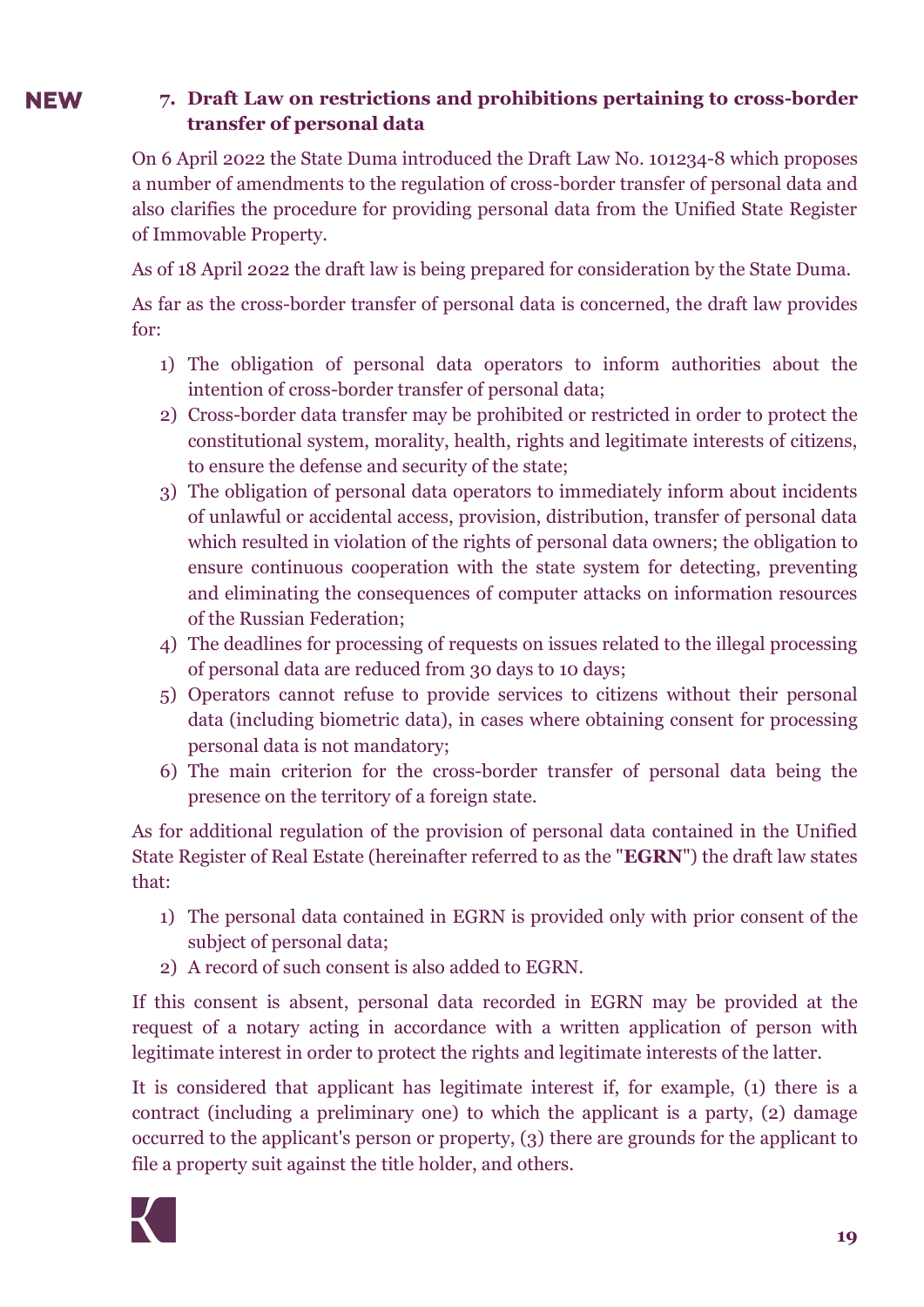NEW

### 7. Draft Law on restrictions and prohibitions pertaining to cross-border transfer of personal data

On 6 April 2022 the State Duma introduced the Draft Law No. 101234-8 which proposes a number of amendments to the regulation of cross-border transfer of personal data and also clarifies the procedure for providing personal data from the Unified State Register of Immovable Property.

As of 18 April 2022 the draft law is being prepared for consideration by the State Duma.

As far as the cross-border transfer of personal data is concerned, the draft law provides for:

1) The obligation of personal data operators to inform authorities about the intention of cross-border transfer of personal data;
2) Cross-border data transfer may be prohibited or restricted in order to protect the constitutional system, morality, health, rights and legitimate interests of citizens, to ensure the defense and security of the state;
3) The obligation of personal data operators to immediately inform about incidents of unlawful or accidental access, provision, distribution, transfer of personal data which resulted in violation of the rights of personal data owners; the obligation to ensure continuous cooperation with the state system for detecting, preventing and eliminating the consequences of computer attacks on information resources of the Russian Federation;
4) The deadlines for processing of requests on issues related to the illegal processing of personal data are reduced from 30 days to 10 days;
5) Operators cannot refuse to provide services to citizens without their personal data (including biometric data), in cases where obtaining consent for processing personal data is not mandatory;
6) The main criterion for the cross-border transfer of personal data being the presence on the territory of a foreign state.

As for additional regulation of the provision of personal data contained in the Unified State Register of Real Estate (hereinafter referred to as the "**EGRN**") the draft law states that:

1) The personal data contained in EGRN is provided only with prior consent of the subject of personal data;
2) A record of such consent is also added to EGRN.

If this consent is absent, personal data recorded in EGRN may be provided at the request of a notary acting in accordance with a written application of person with legitimate interest in order to protect the rights and legitimate interests of the latter.

It is considered that applicant has legitimate interest if, for example, (1) there is a contract (including a preliminary one) to which the applicant is a party, (2) damage occurred to the applicant's person or property, (3) there are grounds for the applicant to file a property suit against the title holder, and others.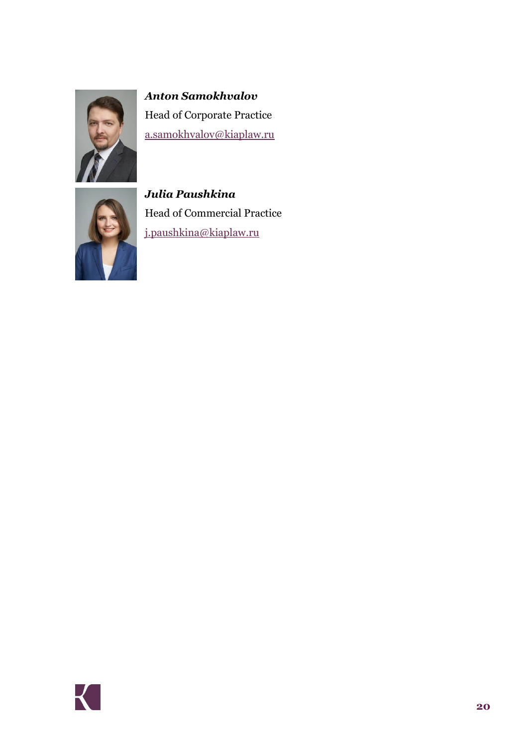***Anton Samokhvalov***

Head of Corporate Practice

a.samokhvalov@kiaplaw.ru

***Julia Paushkina***

Head of Commercial Practice

j.paushkina@kiaplaw.ru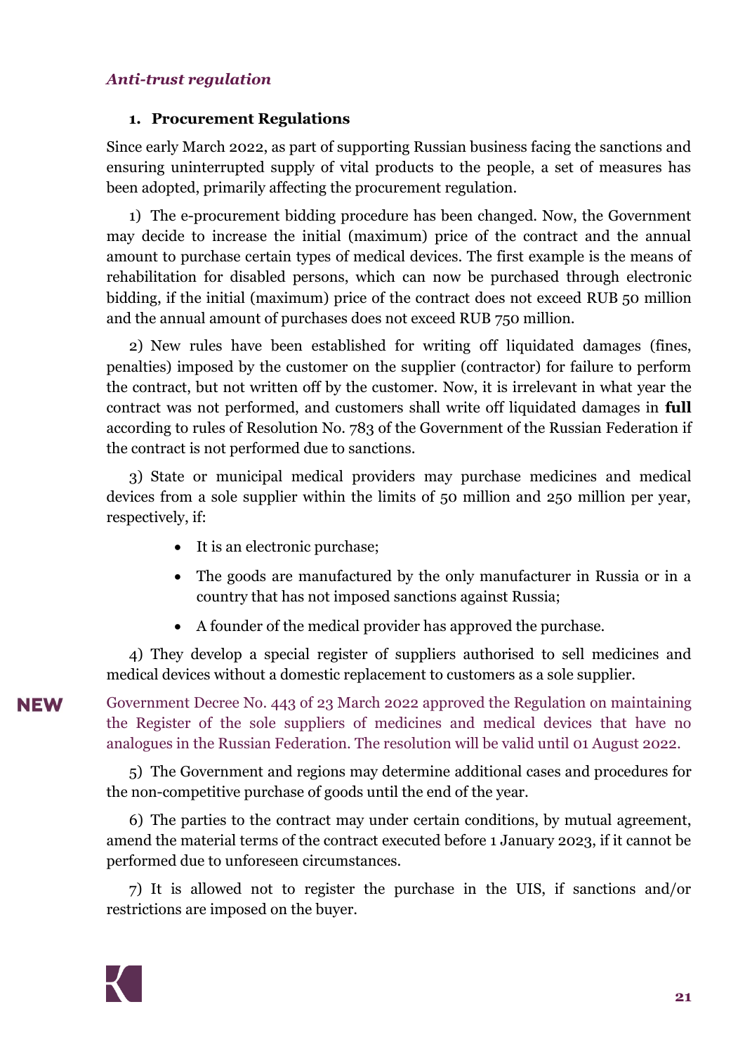*Anti-trust regulation*

## 1. Procurement Regulations

Since early March 2022, as part of supporting Russian business facing the sanctions and ensuring uninterrupted supply of vital products to the people, a set of measures has been adopted, primarily affecting the procurement regulation.

1) The e-procurement bidding procedure has been changed. Now, the Government may decide to increase the initial (maximum) price of the contract and the annual amount to purchase certain types of medical devices. The first example is the means of rehabilitation for disabled persons, which can now be purchased through electronic bidding, if the initial (maximum) price of the contract does not exceed RUB 50 million and the annual amount of purchases does not exceed RUB 750 million.

2) New rules have been established for writing off liquidated damages (fines, penalties) imposed by the customer on the supplier (contractor) for failure to perform the contract, but not written off by the customer. Now, it is irrelevant in what year the contract was not performed, and customers shall write off liquidated damages in **full** according to rules of Resolution No. 783 of the Government of the Russian Federation if the contract is not performed due to sanctions.

3) State or municipal medical providers may purchase medicines and medical devices from a sole supplier within the limits of 50 million and 250 million per year, respectively, if:

- It is an electronic purchase;
- The goods are manufactured by the only manufacturer in Russia or in a country that has not imposed sanctions against Russia;
- A founder of the medical provider has approved the purchase.

4) They develop a special register of suppliers authorised to sell medicines and medical devices without a domestic replacement to customers as a sole supplier.

**NEW** Government Decree No. 443 of 23 March 2022 approved the Regulation on maintaining the Register of the sole suppliers of medicines and medical devices that have no analogues in the Russian Federation. The resolution will be valid until 01 August 2022.

5) The Government and regions may determine additional cases and procedures for the non-competitive purchase of goods until the end of the year.

6) The parties to the contract may under certain conditions, by mutual agreement, amend the material terms of the contract executed before 1 January 2023, if it cannot be performed due to unforeseen circumstances.

7) It is allowed not to register the purchase in the UIS, if sanctions and/or restrictions are imposed on the buyer.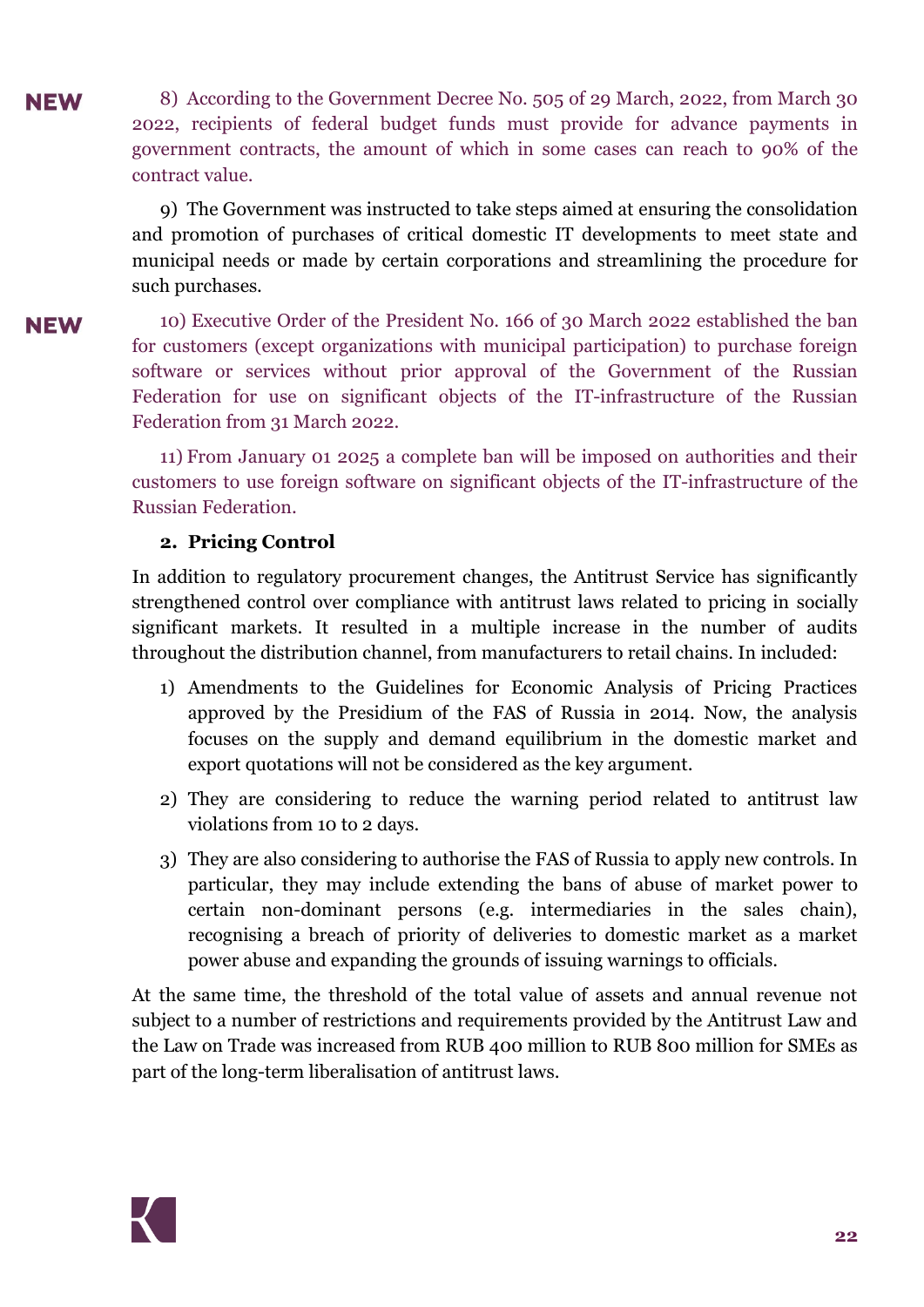**NEW**

8) According to the Government Decree No. 505 of 29 March, 2022, from March 30 2022, recipients of federal budget funds must provide for advance payments in government contracts, the amount of which in some cases can reach to 90% of the contract value.

9) The Government was instructed to take steps aimed at ensuring the consolidation and promotion of purchases of critical domestic IT developments to meet state and municipal needs or made by certain corporations and streamlining the procedure for such purchases.

**NEW**

10) Executive Order of the President No. 166 of 30 March 2022 established the ban for customers (except organizations with municipal participation) to purchase foreign software or services without prior approval of the Government of the Russian Federation for use on significant objects of the IT-infrastructure of the Russian Federation from 31 March 2022.

11) From January 01 2025 a complete ban will be imposed on authorities and their customers to use foreign software on significant objects of the IT-infrastructure of the Russian Federation.

**2. Pricing Control**

In addition to regulatory procurement changes, the Antitrust Service has significantly strengthened control over compliance with antitrust laws related to pricing in socially significant markets. It resulted in a multiple increase in the number of audits throughout the distribution channel, from manufacturers to retail chains. In included:

1) Amendments to the Guidelines for Economic Analysis of Pricing Practices approved by the Presidium of the FAS of Russia in 2014. Now, the analysis focuses on the supply and demand equilibrium in the domestic market and export quotations will not be considered as the key argument.
2) They are considering to reduce the warning period related to antitrust law violations from 10 to 2 days.
3) They are also considering to authorise the FAS of Russia to apply new controls. In particular, they may include extending the bans of abuse of market power to certain non-dominant persons (e.g. intermediaries in the sales chain), recognising a breach of priority of deliveries to domestic market as a market power abuse and expanding the grounds of issuing warnings to officials.

At the same time, the threshold of the total value of assets and annual revenue not subject to a number of restrictions and requirements provided by the Antitrust Law and the Law on Trade was increased from RUB 400 million to RUB 800 million for SMEs as part of the long-term liberalisation of antitrust laws.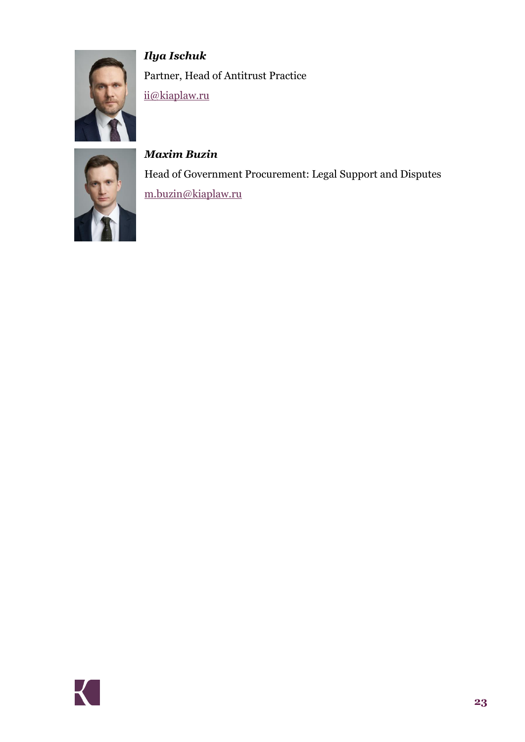***Ilya Ischuk***

Partner, Head of Antitrust Practice

ii@kiaplaw.ru

***Maxim Buzin***

Head of Government Procurement: Legal Support and Disputes

m.buzin@kiaplaw.ru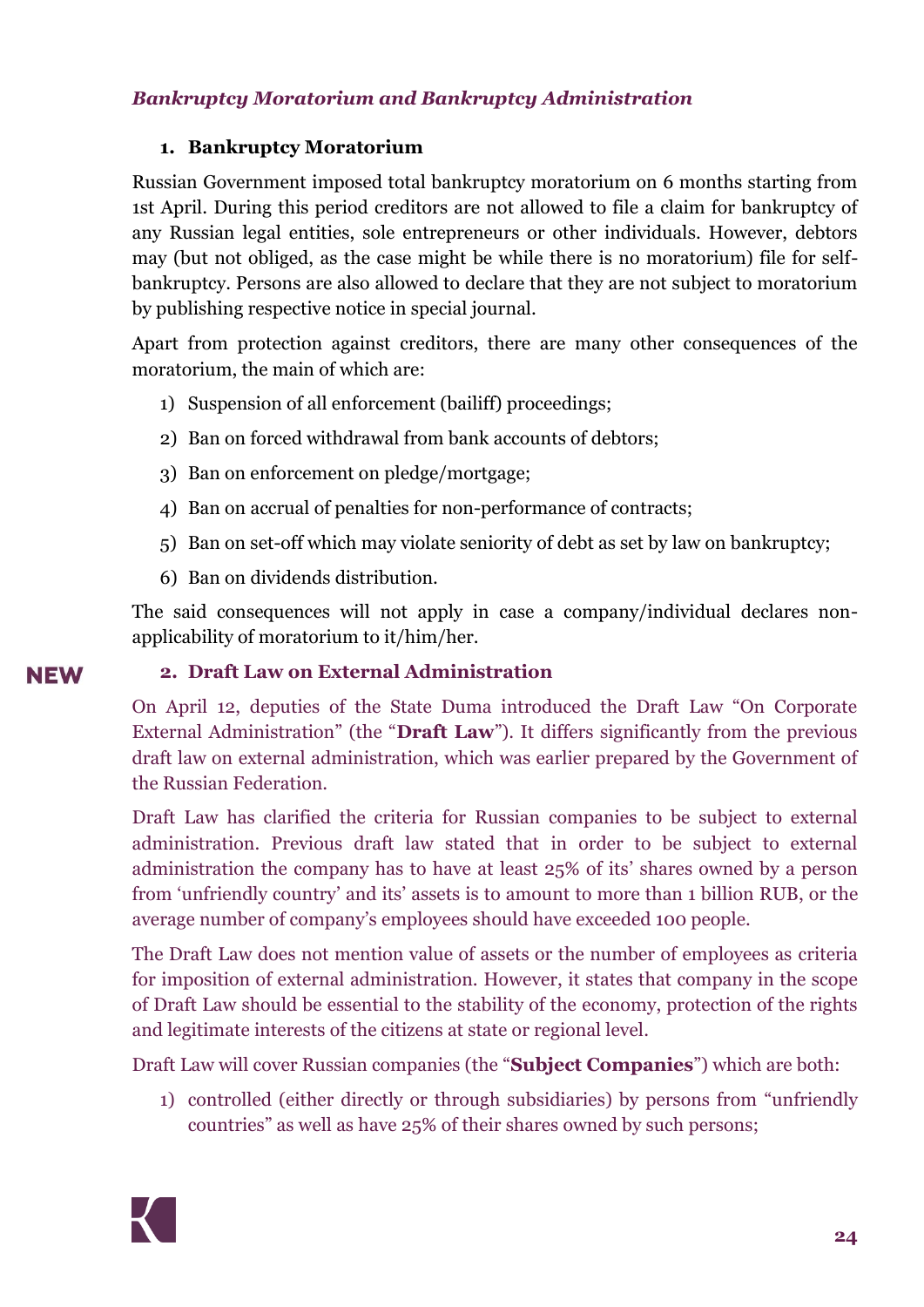*__Bankruptcy Moratorium and Bankruptcy Administration__*

### 1. Bankruptcy Moratorium

Russian Government imposed total bankruptcy moratorium on 6 months starting from 1st April. During this period creditors are not allowed to file a claim for bankruptcy of any Russian legal entities, sole entrepreneurs or other individuals. However, debtors may (but not obliged, as the case might be while there is no moratorium) file for self-bankruptcy. Persons are also allowed to declare that they are not subject to moratorium by publishing respective notice in special journal.

Apart from protection against creditors, there are many other consequences of the moratorium, the main of which are:

1) Suspension of all enforcement (bailiff) proceedings;
2) Ban on forced withdrawal from bank accounts of debtors;
3) Ban on enforcement on pledge/mortgage;
4) Ban on accrual of penalties for non-performance of contracts;
5) Ban on set-off which may violate seniority of debt as set by law on bankruptcy;
6) Ban on dividends distribution.

The said consequences will not apply in case a company/individual declares non-applicability of moratorium to it/him/her.

NEW

### 2. Draft Law on External Administration

On April 12, deputies of the State Duma introduced the Draft Law "On Corporate External Administration" (the "**Draft Law**"). It differs significantly from the previous draft law on external administration, which was earlier prepared by the Government of the Russian Federation.

Draft Law has clarified the criteria for Russian companies to be subject to external administration. Previous draft law stated that in order to be subject to external administration the company has to have at least 25% of its' shares owned by a person from 'unfriendly country' and its' assets is to amount to more than 1 billion RUB, or the average number of company's employees should have exceeded 100 people.

The Draft Law does not mention value of assets or the number of employees as criteria for imposition of external administration. However, it states that company in the scope of Draft Law should be essential to the stability of the economy, protection of the rights and legitimate interests of the citizens at state or regional level.

Draft Law will cover Russian companies (the "**Subject Companies**") which are both:

1) controlled (either directly or through subsidiaries) by persons from "unfriendly countries" as well as have 25% of their shares owned by such persons;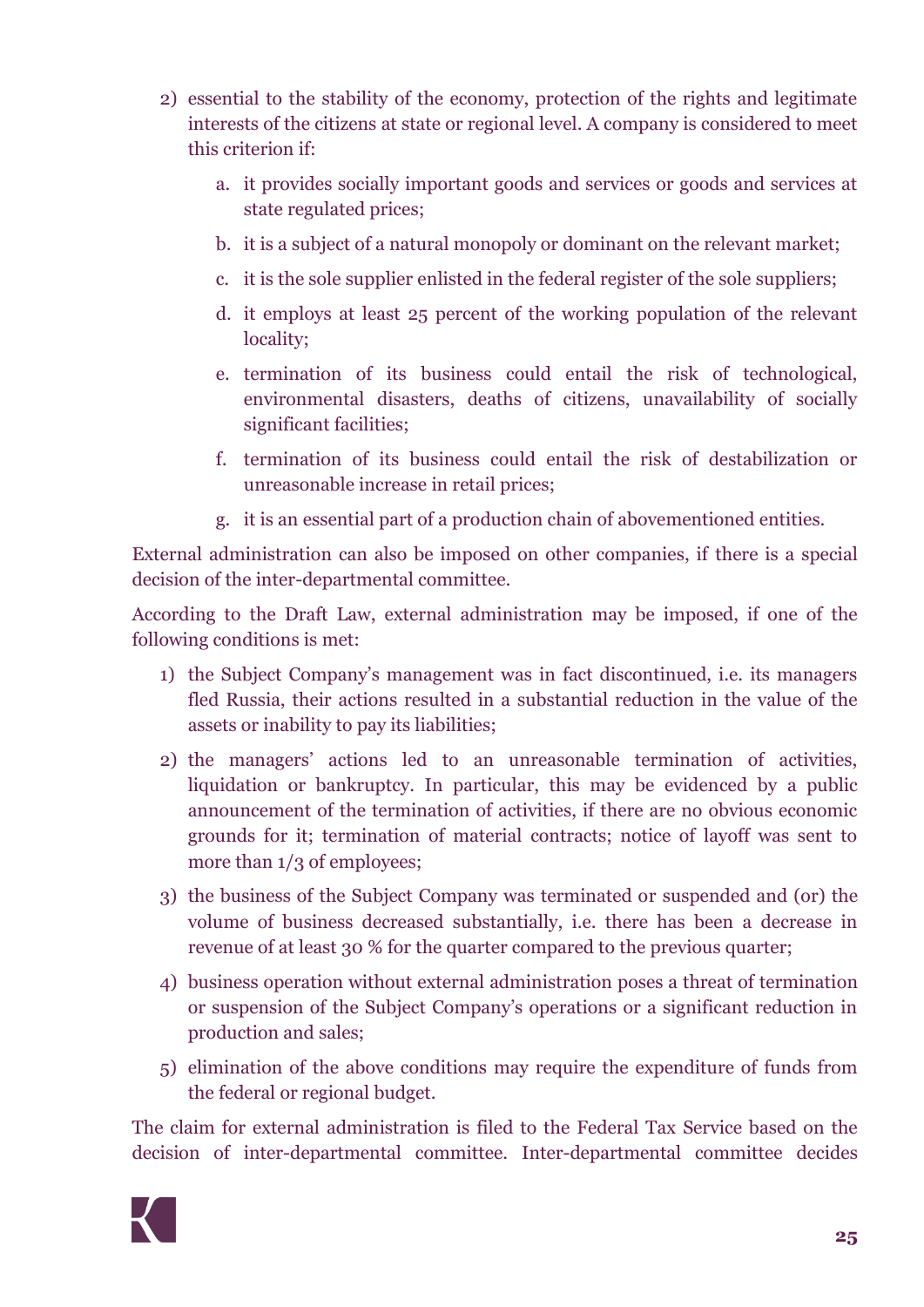2) essential to the stability of the economy, protection of the rights and legitimate interests of the citizens at state or regional level. A company is considered to meet this criterion if:

   a. it provides socially important goods and services or goods and services at state regulated prices;

   b. it is a subject of a natural monopoly or dominant on the relevant market;

   c. it is the sole supplier enlisted in the federal register of the sole suppliers;

   d. it employs at least 25 percent of the working population of the relevant locality;

   e. termination of its business could entail the risk of technological, environmental disasters, deaths of citizens, unavailability of socially significant facilities;

   f. termination of its business could entail the risk of destabilization or unreasonable increase in retail prices;

   g. it is an essential part of a production chain of abovementioned entities.

External administration can also be imposed on other companies, if there is a special decision of the inter-departmental committee.

According to the Draft Law, external administration may be imposed, if one of the following conditions is met:

1) the Subject Company's management was in fact discontinued, i.e. its managers fled Russia, their actions resulted in a substantial reduction in the value of the assets or inability to pay its liabilities;
2) the managers' actions led to an unreasonable termination of activities, liquidation or bankruptcy. In particular, this may be evidenced by a public announcement of the termination of activities, if there are no obvious economic grounds for it; termination of material contracts; notice of layoff was sent to more than 1/3 of employees;
3) the business of the Subject Company was terminated or suspended and (or) the volume of business decreased substantially, i.e. there has been a decrease in revenue of at least 30 % for the quarter compared to the previous quarter;
4) business operation without external administration poses a threat of termination or suspension of the Subject Company's operations or a significant reduction in production and sales;
5) elimination of the above conditions may require the expenditure of funds from the federal or regional budget.

The claim for external administration is filed to the Federal Tax Service based on the decision of inter-departmental committee. Inter-departmental committee decides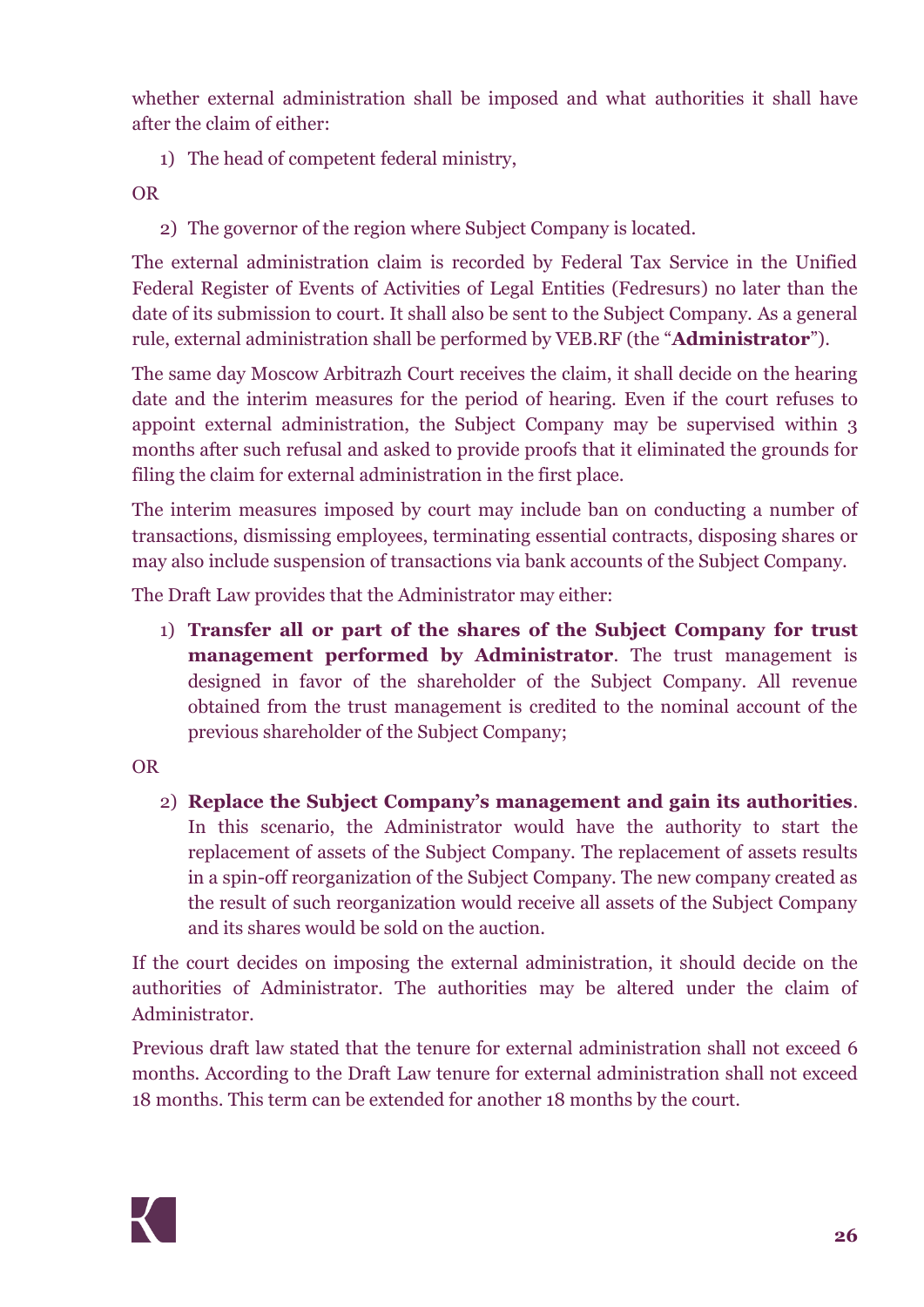whether external administration shall be imposed and what authorities it shall have after the claim of either:

1) The head of competent federal ministry,

OR

2) The governor of the region where Subject Company is located.

The external administration claim is recorded by Federal Tax Service in the Unified Federal Register of Events of Activities of Legal Entities (Fedresurs) no later than the date of its submission to court. It shall also be sent to the Subject Company. As a general rule, external administration shall be performed by VEB.RF (the "**Administrator**").

The same day Moscow Arbitrazh Court receives the claim, it shall decide on the hearing date and the interim measures for the period of hearing. Even if the court refuses to appoint external administration, the Subject Company may be supervised within 3 months after such refusal and asked to provide proofs that it eliminated the grounds for filing the claim for external administration in the first place.

The interim measures imposed by court may include ban on conducting a number of transactions, dismissing employees, terminating essential contracts, disposing shares or may also include suspension of transactions via bank accounts of the Subject Company.

The Draft Law provides that the Administrator may either:

1) **Transfer all or part of the shares of the Subject Company for trust management performed by Administrator**. The trust management is designed in favor of the shareholder of the Subject Company. All revenue obtained from the trust management is credited to the nominal account of the previous shareholder of the Subject Company;

OR

2) **Replace the Subject Company's management and gain its authorities**. In this scenario, the Administrator would have the authority to start the replacement of assets of the Subject Company. The replacement of assets results in a spin-off reorganization of the Subject Company. The new company created as the result of such reorganization would receive all assets of the Subject Company and its shares would be sold on the auction.

If the court decides on imposing the external administration, it should decide on the authorities of Administrator. The authorities may be altered under the claim of Administrator.

Previous draft law stated that the tenure for external administration shall not exceed 6 months. According to the Draft Law tenure for external administration shall not exceed 18 months. This term can be extended for another 18 months by the court.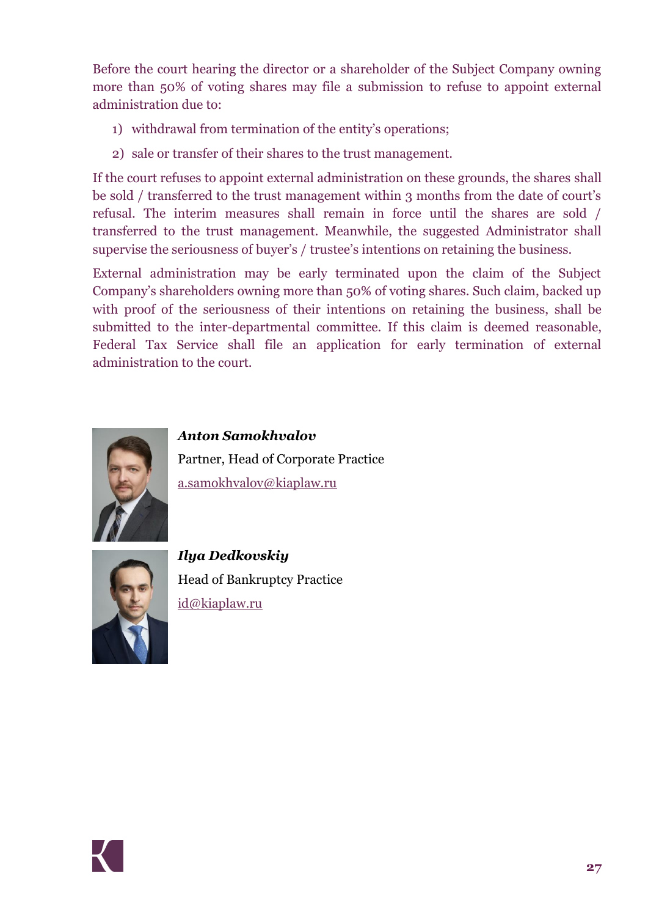Before the court hearing the director or a shareholder of the Subject Company owning more than 50% of voting shares may file a submission to refuse to appoint external administration due to:

1) withdrawal from termination of the entity's operations;
2) sale or transfer of their shares to the trust management.

If the court refuses to appoint external administration on these grounds, the shares shall be sold / transferred to the trust management within 3 months from the date of court's refusal. The interim measures shall remain in force until the shares are sold / transferred to the trust management. Meanwhile, the suggested Administrator shall supervise the seriousness of buyer's / trustee's intentions on retaining the business.

External administration may be early terminated upon the claim of the Subject Company's shareholders owning more than 50% of voting shares. Such claim, backed up with proof of the seriousness of their intentions on retaining the business, shall be submitted to the inter-departmental committee. If this claim is deemed reasonable, Federal Tax Service shall file an application for early termination of external administration to the court.

***Anton Samokhvalov***

Partner, Head of Corporate Practice

a.samokhvalov@kiaplaw.ru

***Ilya Dedkovskiy***

Head of Bankruptcy Practice

id@kiaplaw.ru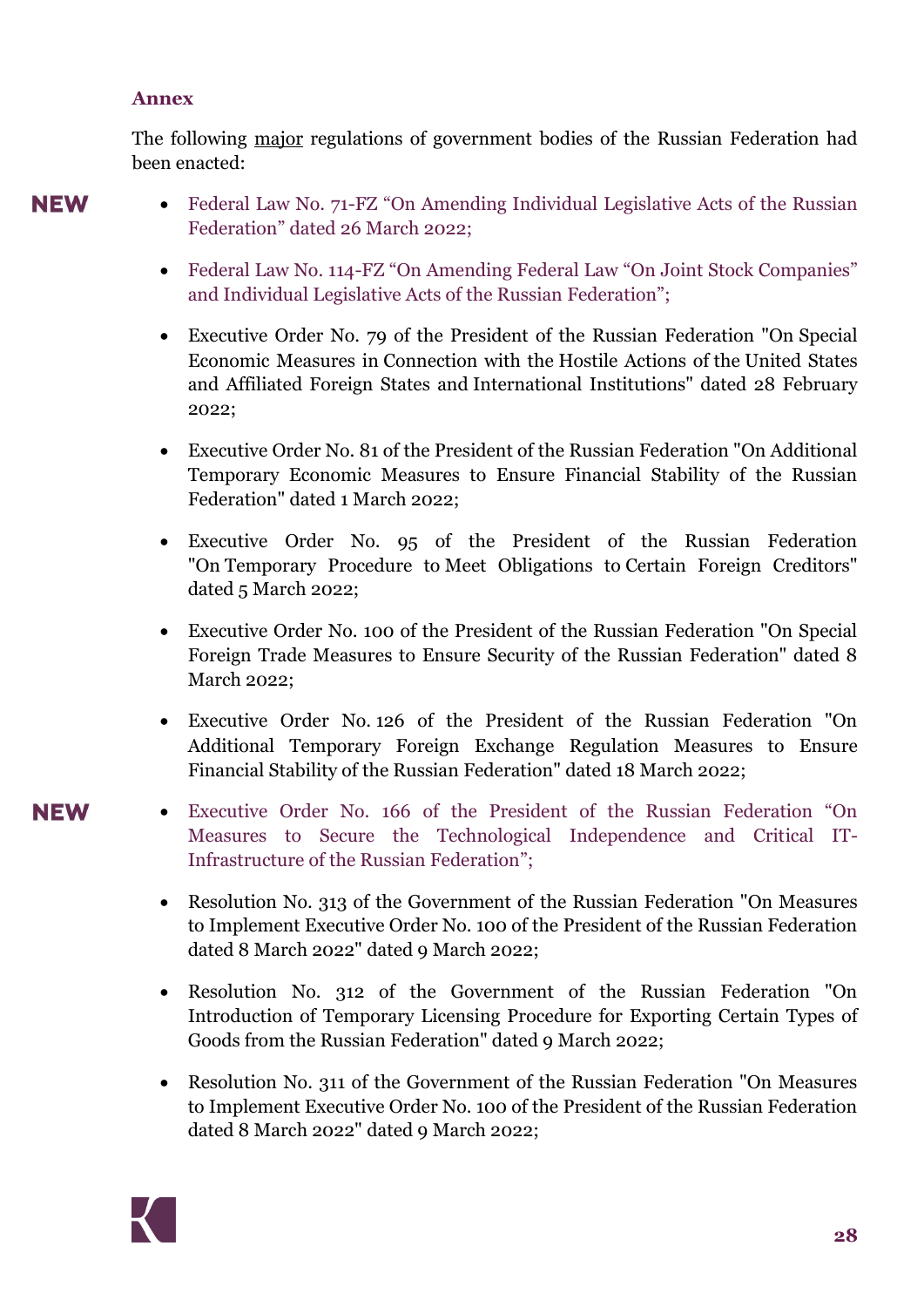## Annex

The following major regulations of government bodies of the Russian Federation had been enacted:

NEW

- Federal Law No. 71-FZ “On Amending Individual Legislative Acts of the Russian Federation” dated 26 March 2022;
- Federal Law No. 114-FZ “On Amending Federal Law “On Joint Stock Companies” and Individual Legislative Acts of the Russian Federation”;
- Executive Order No. 79 of the President of the Russian Federation "On Special Economic Measures in Connection with the Hostile Actions of the United States and Affiliated Foreign States and International Institutions" dated 28 February 2022;
- Executive Order No. 81 of the President of the Russian Federation "On Additional Temporary Economic Measures to Ensure Financial Stability of the Russian Federation" dated 1 March 2022;
- Executive Order No. 95 of the President of the Russian Federation "On Temporary Procedure to Meet Obligations to Certain Foreign Creditors" dated 5 March 2022;
- Executive Order No. 100 of the President of the Russian Federation "On Special Foreign Trade Measures to Ensure Security of the Russian Federation" dated 8 March 2022;
- Executive Order No. 126 of the President of the Russian Federation "On Additional Temporary Foreign Exchange Regulation Measures to Ensure Financial Stability of the Russian Federation" dated 18 March 2022;

NEW

- Executive Order No. 166 of the President of the Russian Federation “On Measures to Secure the Technological Independence and Critical IT-Infrastructure of the Russian Federation”;
- Resolution No. 313 of the Government of the Russian Federation "On Measures to Implement Executive Order No. 100 of the President of the Russian Federation dated 8 March 2022" dated 9 March 2022;
- Resolution No. 312 of the Government of the Russian Federation "On Introduction of Temporary Licensing Procedure for Exporting Certain Types of Goods from the Russian Federation" dated 9 March 2022;
- Resolution No. 311 of the Government of the Russian Federation "On Measures to Implement Executive Order No. 100 of the President of the Russian Federation dated 8 March 2022" dated 9 March 2022;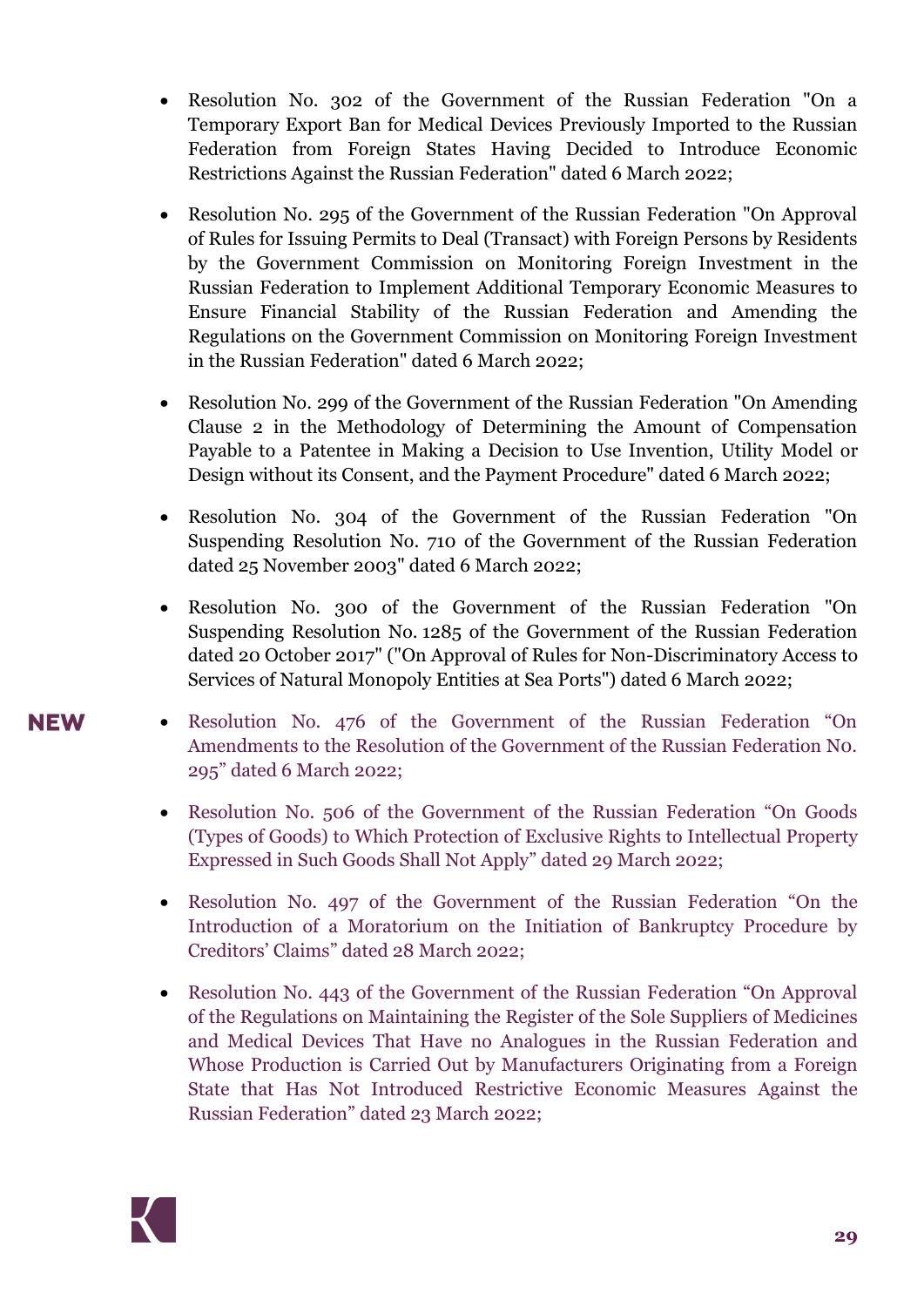- Resolution No. 302 of the Government of the Russian Federation "On a Temporary Export Ban for Medical Devices Previously Imported to the Russian Federation from Foreign States Having Decided to Introduce Economic Restrictions Against the Russian Federation" dated 6 March 2022;

- Resolution No. 295 of the Government of the Russian Federation "On Approval of Rules for Issuing Permits to Deal (Transact) with Foreign Persons by Residents by the Government Commission on Monitoring Foreign Investment in the Russian Federation to Implement Additional Temporary Economic Measures to Ensure Financial Stability of the Russian Federation and Amending the Regulations on the Government Commission on Monitoring Foreign Investment in the Russian Federation" dated 6 March 2022;

- Resolution No. 299 of the Government of the Russian Federation "On Amending Clause 2 in the Methodology of Determining the Amount of Compensation Payable to a Patentee in Making a Decision to Use Invention, Utility Model or Design without its Consent, and the Payment Procedure" dated 6 March 2022;

- Resolution No. 304 of the Government of the Russian Federation "On Suspending Resolution No. 710 of the Government of the Russian Federation dated 25 November 2003" dated 6 March 2022;

- Resolution No. 300 of the Government of the Russian Federation "On Suspending Resolution No. 1285 of the Government of the Russian Federation dated 20 October 2017" ("On Approval of Rules for Non-Discriminatory Access to Services of Natural Monopoly Entities at Sea Ports") dated 6 March 2022;

**NEW**

- Resolution No. 476 of the Government of the Russian Federation “On Amendments to the Resolution of the Government of the Russian Federation No. 295” dated 6 March 2022;

- Resolution No. 506 of the Government of the Russian Federation “On Goods (Types of Goods) to Which Protection of Exclusive Rights to Intellectual Property Expressed in Such Goods Shall Not Apply” dated 29 March 2022;

- Resolution No. 497 of the Government of the Russian Federation “On the Introduction of a Moratorium on the Initiation of Bankruptcy Procedure by Creditors’ Claims” dated 28 March 2022;

- Resolution No. 443 of the Government of the Russian Federation “On Approval of the Regulations on Maintaining the Register of the Sole Suppliers of Medicines and Medical Devices That Have no Analogues in the Russian Federation and Whose Production is Carried Out by Manufacturers Originating from a Foreign State that Has Not Introduced Restrictive Economic Measures Against the Russian Federation” dated 23 March 2022;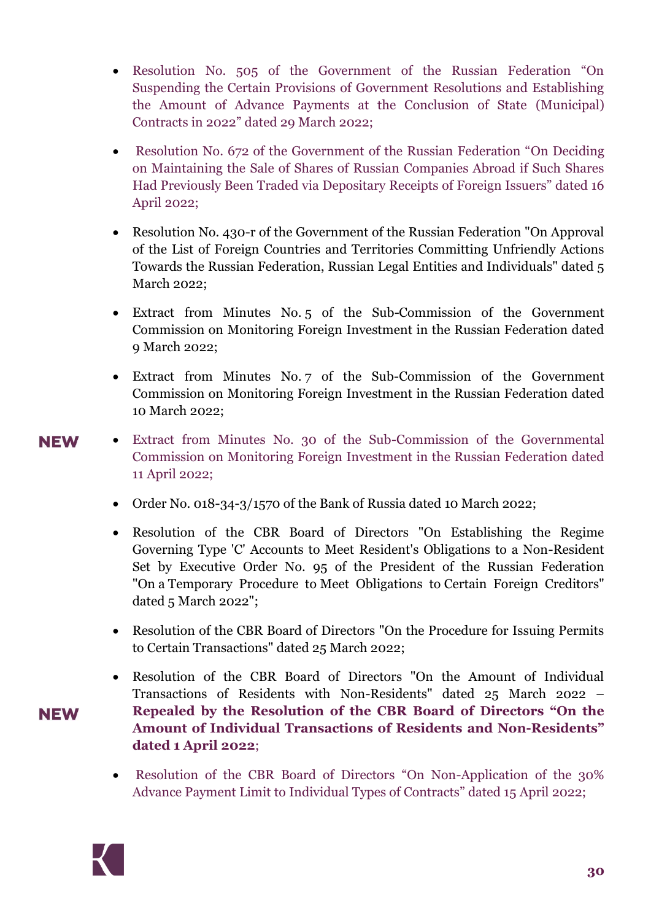- Resolution No. 505 of the Government of the Russian Federation "On Suspending the Certain Provisions of Government Resolutions and Establishing the Amount of Advance Payments at the Conclusion of State (Municipal) Contracts in 2022" dated 29 March 2022;

- Resolution No. 672 of the Government of the Russian Federation "On Deciding on Maintaining the Sale of Shares of Russian Companies Abroad if Such Shares Had Previously Been Traded via Depositary Receipts of Foreign Issuers" dated 16 April 2022;

- Resolution No. 430-r of the Government of the Russian Federation "On Approval of the List of Foreign Countries and Territories Committing Unfriendly Actions Towards the Russian Federation, Russian Legal Entities and Individuals" dated 5 March 2022;

- Extract from Minutes No. 5 of the Sub-Commission of the Government Commission on Monitoring Foreign Investment in the Russian Federation dated 9 March 2022;

- Extract from Minutes No. 7 of the Sub-Commission of the Government Commission on Monitoring Foreign Investment in the Russian Federation dated 10 March 2022;

- **NEW** Extract from Minutes No. 30 of the Sub-Commission of the Governmental Commission on Monitoring Foreign Investment in the Russian Federation dated 11 April 2022;

- Order No. 018-34-3/1570 of the Bank of Russia dated 10 March 2022;

- Resolution of the CBR Board of Directors "On Establishing the Regime Governing Type 'C' Accounts to Meet Resident's Obligations to a Non-Resident Set by Executive Order No. 95 of the President of the Russian Federation "On a Temporary Procedure to Meet Obligations to Certain Foreign Creditors" dated 5 March 2022";

- Resolution of the CBR Board of Directors "On the Procedure for Issuing Permits to Certain Transactions" dated 25 March 2022;

- **NEW** Resolution of the CBR Board of Directors "On the Amount of Individual Transactions of Residents with Non-Residents" dated 25 March 2022 – **Repealed by the Resolution of the CBR Board of Directors "On the Amount of Individual Transactions of Residents and Non-Residents" dated 1 April 2022**;

- Resolution of the CBR Board of Directors "On Non-Application of the 30% Advance Payment Limit to Individual Types of Contracts" dated 15 April 2022;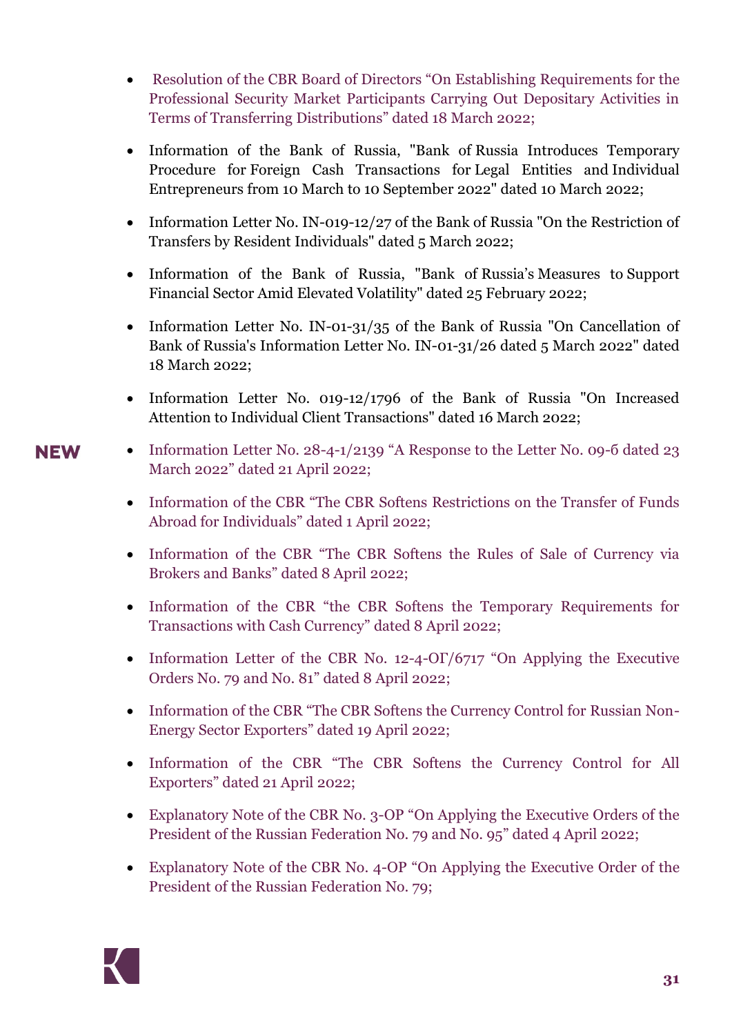- Resolution of the CBR Board of Directors “On Establishing Requirements for the Professional Security Market Participants Carrying Out Depositary Activities in Terms of Transferring Distributions” dated 18 March 2022;

- Information of the Bank of Russia, "Bank of Russia Introduces Temporary Procedure for Foreign Cash Transactions for Legal Entities and Individual Entrepreneurs from 10 March to 10 September 2022" dated 10 March 2022;

- Information Letter No. IN-019-12/27 of the Bank of Russia "On the Restriction of Transfers by Resident Individuals" dated 5 March 2022;

- Information of the Bank of Russia, "Bank of Russia’s Measures to Support Financial Sector Amid Elevated Volatility" dated 25 February 2022;

- Information Letter No. IN-01-31/35 of the Bank of Russia "On Cancellation of Bank of Russia's Information Letter No. IN-01-31/26 dated 5 March 2022" dated 18 March 2022;

- Information Letter No. 019-12/1796 of the Bank of Russia "On Increased Attention to Individual Client Transactions" dated 16 March 2022;

**NEW**

- Information Letter No. 28-4-1/2139 “A Response to the Letter No. 09-6 dated 23 March 2022” dated 21 April 2022;

- Information of the CBR “The CBR Softens Restrictions on the Transfer of Funds Abroad for Individuals” dated 1 April 2022;

- Information of the CBR “The CBR Softens the Rules of Sale of Currency via Brokers and Banks” dated 8 April 2022;

- Information of the CBR “the CBR Softens the Temporary Requirements for Transactions with Cash Currency” dated 8 April 2022;

- Information Letter of the CBR No. 12-4-ОГ/6717 “On Applying the Executive Orders No. 79 and No. 81” dated 8 April 2022;

- Information of the CBR “The CBR Softens the Currency Control for Russian Non-Energy Sector Exporters” dated 19 April 2022;

- Information of the CBR “The CBR Softens the Currency Control for All Exporters” dated 21 April 2022;

- Explanatory Note of the CBR No. 3-OP “On Applying the Executive Orders of the President of the Russian Federation No. 79 and No. 95” dated 4 April 2022;

- Explanatory Note of the CBR No. 4-OP “On Applying the Executive Order of the President of the Russian Federation No. 79;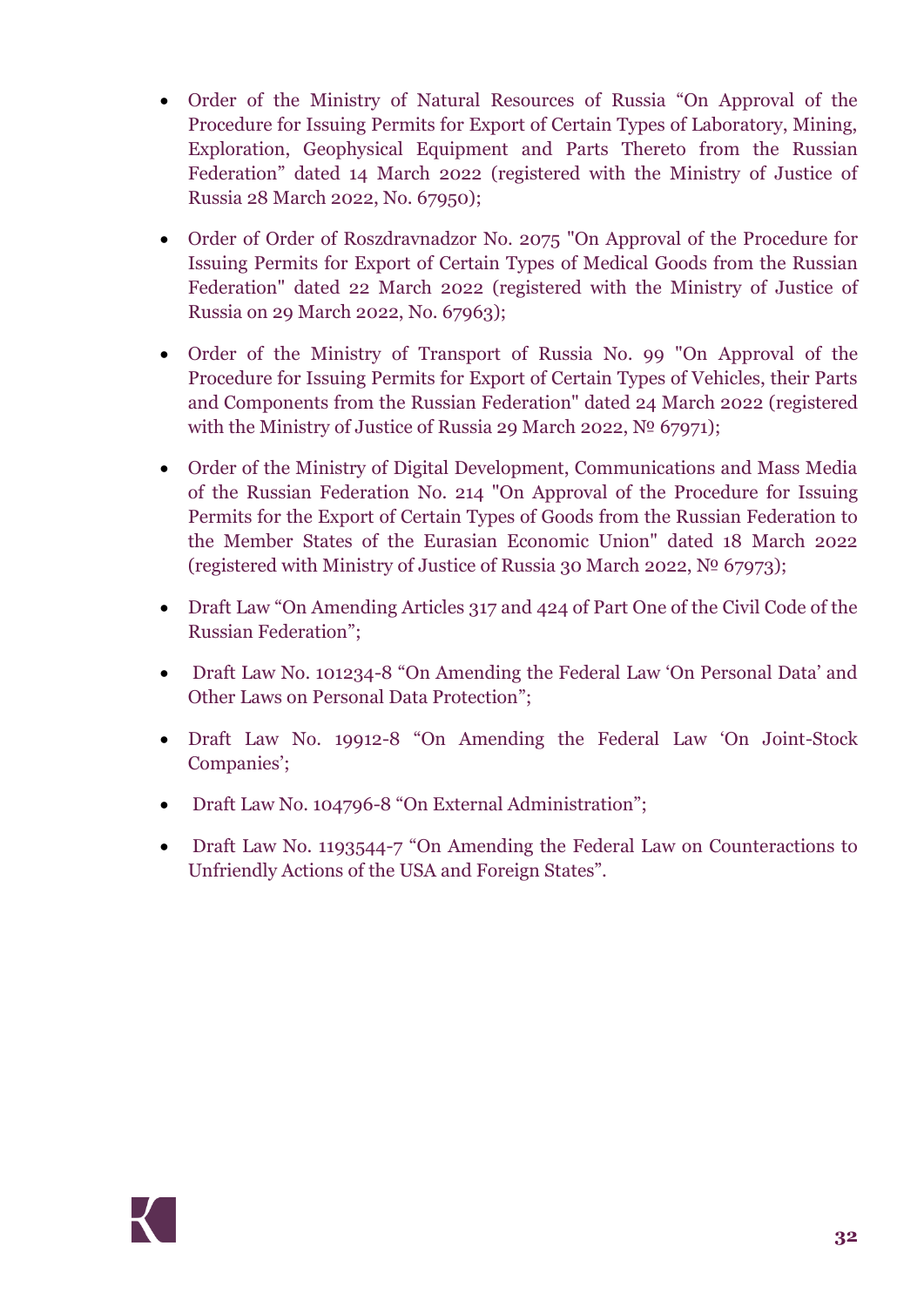- Order of the Ministry of Natural Resources of Russia "On Approval of the Procedure for Issuing Permits for Export of Certain Types of Laboratory, Mining, Exploration, Geophysical Equipment and Parts Thereto from the Russian Federation" dated 14 March 2022 (registered with the Ministry of Justice of Russia 28 March 2022, No. 67950);

- Order of Order of Roszdravnadzor No. 2075 "On Approval of the Procedure for Issuing Permits for Export of Certain Types of Medical Goods from the Russian Federation" dated 22 March 2022 (registered with the Ministry of Justice of Russia on 29 March 2022, No. 67963);

- Order of the Ministry of Transport of Russia No. 99 "On Approval of the Procedure for Issuing Permits for Export of Certain Types of Vehicles, their Parts and Components from the Russian Federation" dated 24 March 2022 (registered with the Ministry of Justice of Russia 29 March 2022, № 67971);

- Order of the Ministry of Digital Development, Communications and Mass Media of the Russian Federation No. 214 "On Approval of the Procedure for Issuing Permits for the Export of Certain Types of Goods from the Russian Federation to the Member States of the Eurasian Economic Union" dated 18 March 2022 (registered with Ministry of Justice of Russia 30 March 2022, № 67973);

- Draft Law "On Amending Articles 317 and 424 of Part One of the Civil Code of the Russian Federation";

- Draft Law No. 101234-8 "On Amending the Federal Law 'On Personal Data' and Other Laws on Personal Data Protection";

- Draft Law No. 19912-8 "On Amending the Federal Law 'On Joint-Stock Companies';

- Draft Law No. 104796-8 "On External Administration";

- Draft Law No. 1193544-7 "On Amending the Federal Law on Counteractions to Unfriendly Actions of the USA and Foreign States".